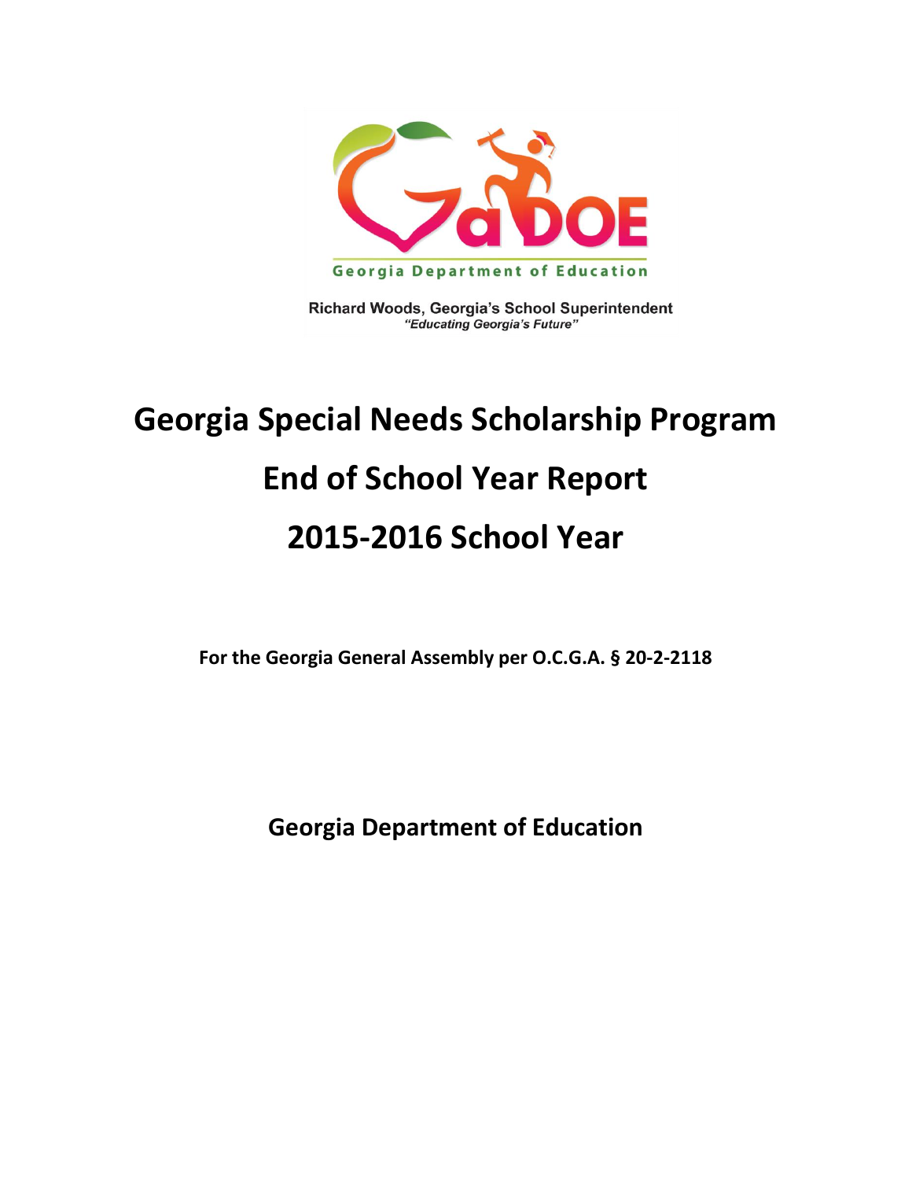Georgia Department of Education

Richard Woods, Georgia's School Superintendent
*"Educating Georgia's Future"*

# Georgia Special Needs Scholarship Program

# End of School Year Report

# 2015-2016 School Year

**For the Georgia General Assembly per O.C.G.A. § 20-2-2118**

**Georgia Department of Education**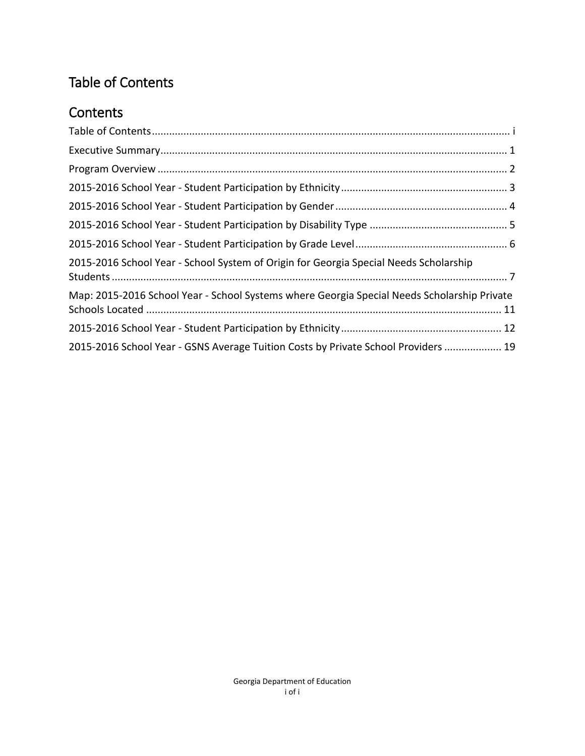# Table of Contents

## Contents

Table of Contents ........................................................................................................................ i

Executive Summary ....................................................................................................................... 1

Program Overview ......................................................................................................................... 2

2015-2016 School Year - Student Participation by Ethnicity .......................................................... 3

2015-2016 School Year - Student Participation by Gender ............................................................ 4

2015-2016 School Year - Student Participation by Disability Type ................................................ 5

2015-2016 School Year - Student Participation by Grade Level ..................................................... 6

2015-2016 School Year - School System of Origin for Georgia Special Needs Scholarship Students ........................................................................................................................................ 7

Map: 2015-2016 School Year - School Systems where Georgia Special Needs Scholarship Private Schools Located ........................................................................................................................... 11

2015-2016 School Year - Student Participation by Ethnicity ........................................................ 12

2015-2016 School Year - GSNS Average Tuition Costs by Private School Providers .................... 19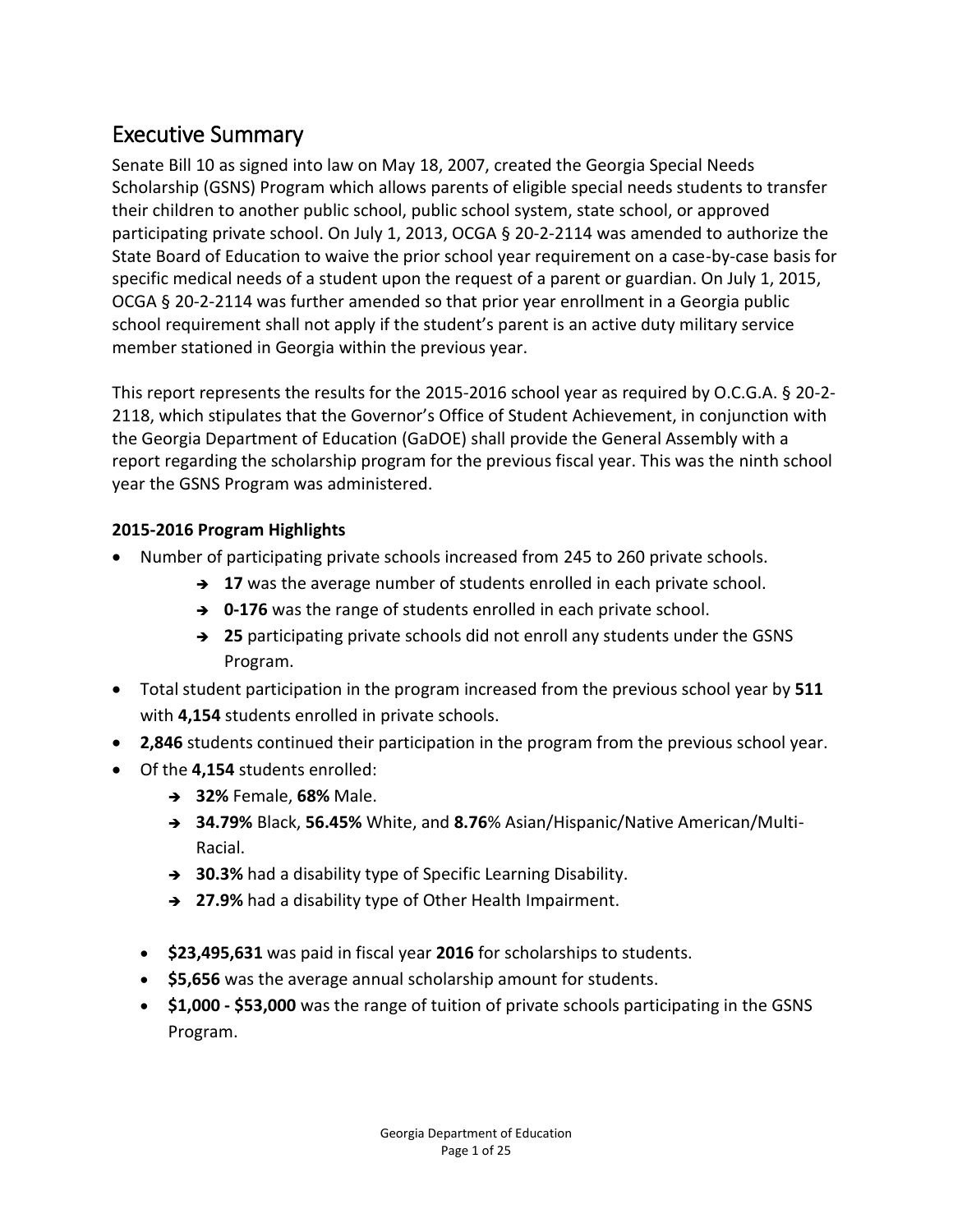# Executive Summary

Senate Bill 10 as signed into law on May 18, 2007, created the Georgia Special Needs Scholarship (GSNS) Program which allows parents of eligible special needs students to transfer their children to another public school, public school system, state school, or approved participating private school. On July 1, 2013, OCGA § 20-2-2114 was amended to authorize the State Board of Education to waive the prior school year requirement on a case-by-case basis for specific medical needs of a student upon the request of a parent or guardian. On July 1, 2015, OCGA § 20-2-2114 was further amended so that prior year enrollment in a Georgia public school requirement shall not apply if the student's parent is an active duty military service member stationed in Georgia within the previous year.

This report represents the results for the 2015-2016 school year as required by O.C.G.A. § 20-2-2118, which stipulates that the Governor's Office of Student Achievement, in conjunction with the Georgia Department of Education (GaDOE) shall provide the General Assembly with a report regarding the scholarship program for the previous fiscal year. This was the ninth school year the GSNS Program was administered.

**2015-2016 Program Highlights**

- Number of participating private schools increased from 245 to 260 private schools.
    - ➔ **17** was the average number of students enrolled in each private school.
    - ➔ **0-176** was the range of students enrolled in each private school.
    - ➔ **25** participating private schools did not enroll any students under the GSNS Program.
- Total student participation in the program increased from the previous school year by **511** with **4,154** students enrolled in private schools.
- **2,846** students continued their participation in the program from the previous school year.
- Of the **4,154** students enrolled:
    - ➔ **32%** Female, **68%** Male.
    - ➔ **34.79%** Black, **56.45%** White, and **8.76**% Asian/Hispanic/Native American/Multi-Racial.
    - ➔ **30.3%** had a disability type of Specific Learning Disability.
    - ➔ **27.9%** had a disability type of Other Health Impairment.

    - **$23,495,631** was paid in fiscal year **2016** for scholarships to students.
    - **$5,656** was the average annual scholarship amount for students.
    - **$1,000 - $53,000** was the range of tuition of private schools participating in the GSNS Program.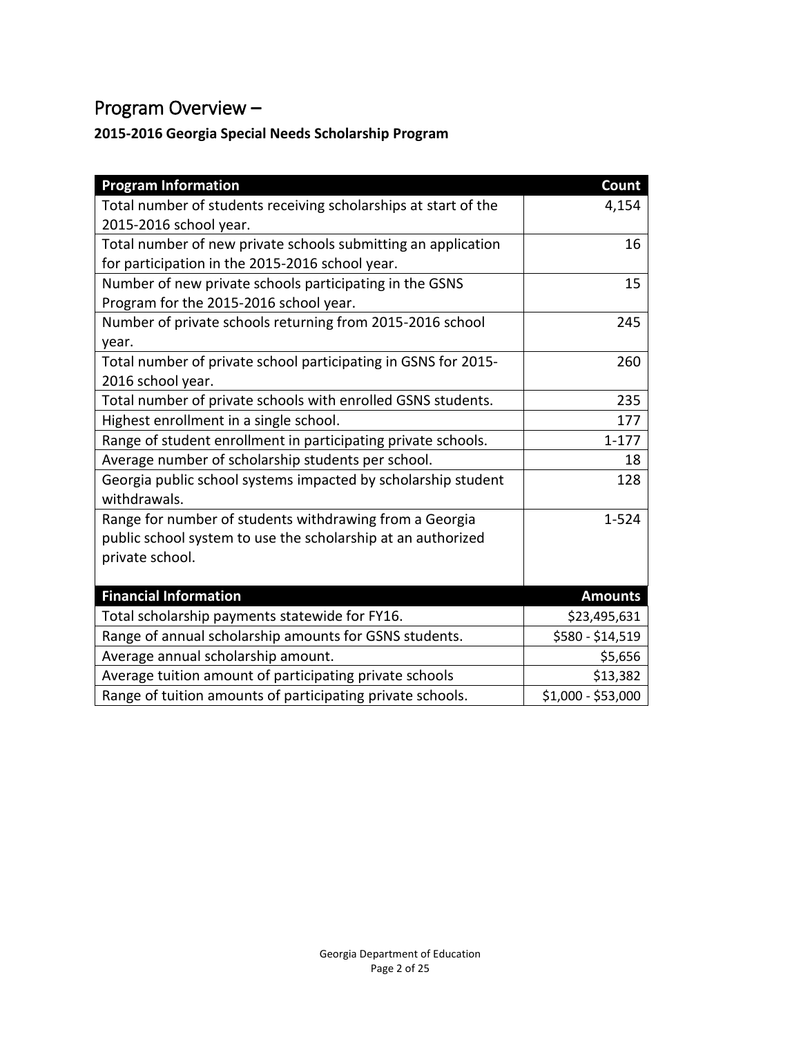# Program Overview –

**2015-2016 Georgia Special Needs Scholarship Program**

| Program Information | Count |
|---|---|
| Total number of students receiving scholarships at start of the 2015-2016 school year. | 4,154 |
| Total number of new private schools submitting an application for participation in the 2015-2016 school year. | 16 |
| Number of new private schools participating in the GSNS Program for the 2015-2016 school year. | 15 |
| Number of private schools returning from 2015-2016 school year. | 245 |
| Total number of private school participating in GSNS for 2015-2016 school year. | 260 |
| Total number of private schools with enrolled GSNS students. | 235 |
| Highest enrollment in a single school. | 177 |
| Range of student enrollment in participating private schools. | 1-177 |
| Average number of scholarship students per school. | 18 |
| Georgia public school systems impacted by scholarship student withdrawals. | 128 |
| Range for number of students withdrawing from a Georgia public school system to use the scholarship at an authorized private school. | 1-524 |
| **Financial Information** | **Amounts** |
| Total scholarship payments statewide for FY16. | $23,495,631 |
| Range of annual scholarship amounts for GSNS students. | $580 - $14,519 |
| Average annual scholarship amount. | $5,656 |
| Average tuition amount of participating private schools | $13,382 |
| Range of tuition amounts of participating private schools. | $1,000 - $53,000 |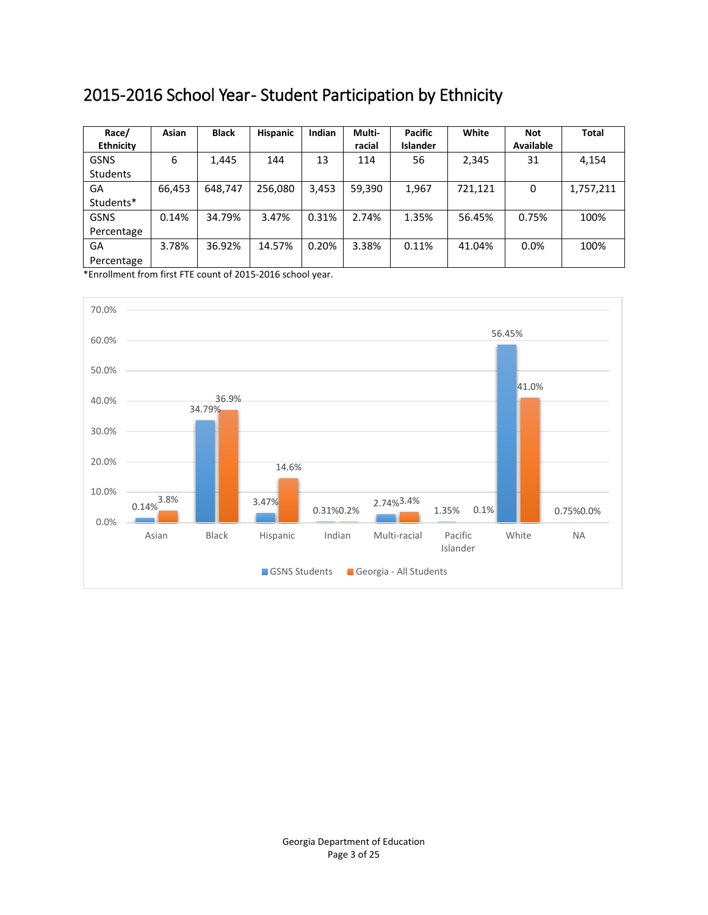## 2015-2016 School Year- Student Participation by Ethnicity

| Race/ Ethnicity | Asian | Black | Hispanic | Indian | Multi-racial | Pacific Islander | White | Not Available | Total |
|---|---|---|---|---|---|---|---|---|---|
| GSNS Students | 6 | 1,445 | 144 | 13 | 114 | 56 | 2,345 | 31 | 4,154 |
| GA Students* | 66,453 | 648,747 | 256,080 | 3,453 | 59,390 | 1,967 | 721,121 | 0 | 1,757,211 |
| GSNS Percentage | 0.14% | 34.79% | 3.47% | 0.31% | 2.74% | 1.35% | 56.45% | 0.75% | 100% |
| GA Percentage | 3.78% | 36.92% | 14.57% | 0.20% | 3.38% | 0.11% | 41.04% | 0.0% | 100% |

*Enrollment from first FTE count of 2015-2016 school year.

| | Asian | Black | Hispanic | Indian | Multi-racial | Pacific Islander | White | NA |
|---|---|---|---|---|---|---|---|---|
| GSNS Students | 0.14% | 34.79% | 3.47% | 0.31% | 2.74% | 1.35% | 56.45% | 0.75% |
| Georgia - All Students | 3.8% | 36.9% | 14.6% | 0.2% | 3.4% | 0.1% | 41.0% | 0.0% |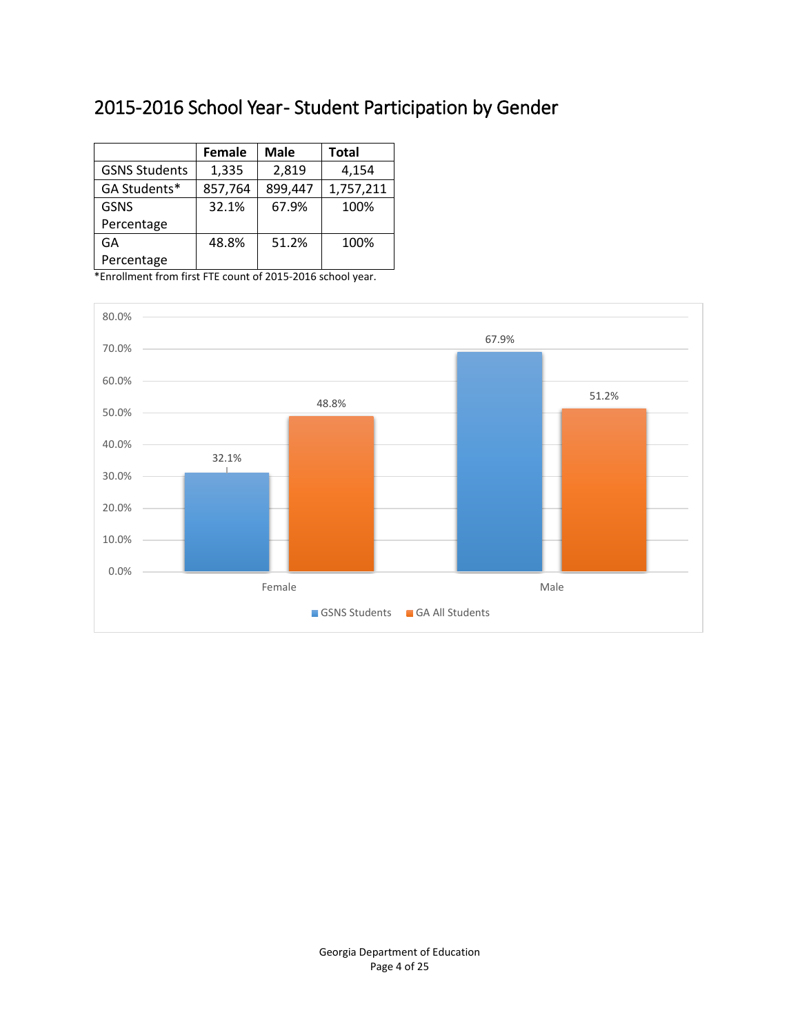## 2015-2016 School Year- Student Participation by Gender

| | Female | Male | Total |
|---|---|---|---|
| GSNS Students | 1,335 | 2,819 | 4,154 |
| GA Students* | 857,764 | 899,447 | 1,757,211 |
| GSNS Percentage | 32.1% | 67.9% | 100% |
| GA Percentage | 48.8% | 51.2% | 100% |

*Enrollment from first FTE count of 2015-2016 school year.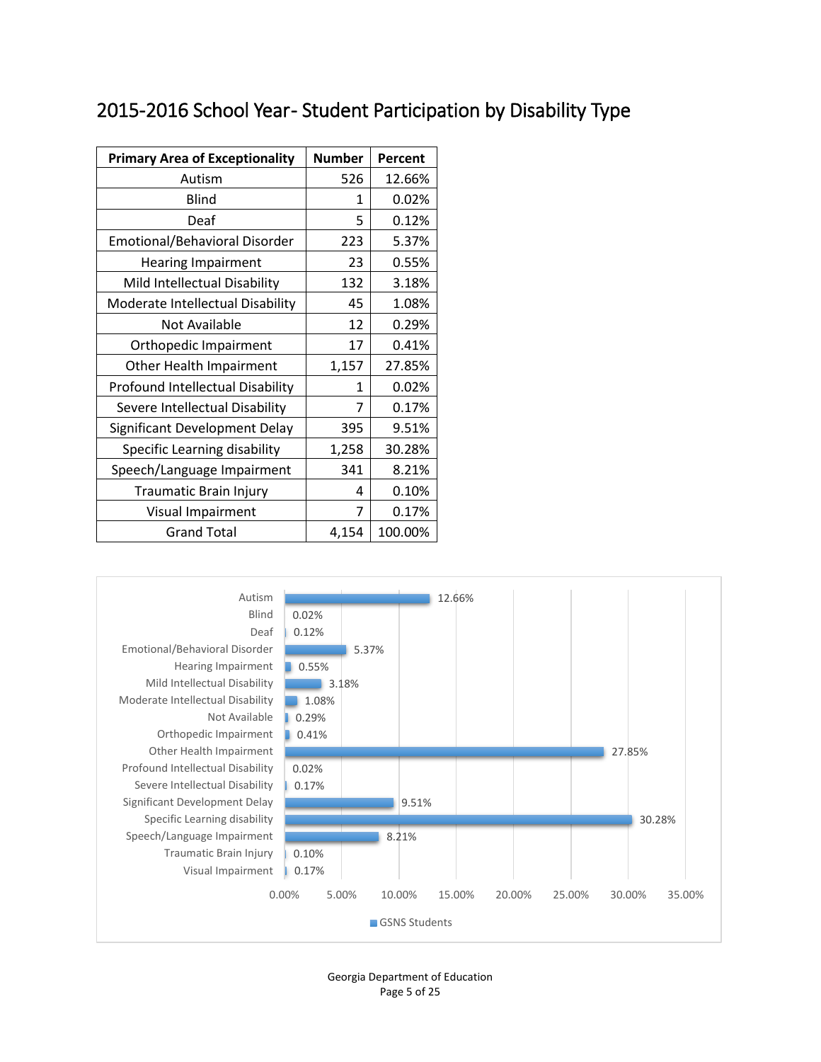# 2015-2016 School Year- Student Participation by Disability Type

| Primary Area of Exceptionality | Number | Percent |
|---|---|---|
| Autism | 526 | 12.66% |
| Blind | 1 | 0.02% |
| Deaf | 5 | 0.12% |
| Emotional/Behavioral Disorder | 223 | 5.37% |
| Hearing Impairment | 23 | 0.55% |
| Mild Intellectual Disability | 132 | 3.18% |
| Moderate Intellectual Disability | 45 | 1.08% |
| Not Available | 12 | 0.29% |
| Orthopedic Impairment | 17 | 0.41% |
| Other Health Impairment | 1,157 | 27.85% |
| Profound Intellectual Disability | 1 | 0.02% |
| Severe Intellectual Disability | 7 | 0.17% |
| Significant Development Delay | 395 | 9.51% |
| Specific Learning disability | 1,258 | 30.28% |
| Speech/Language Impairment | 341 | 8.21% |
| Traumatic Brain Injury | 4 | 0.10% |
| Visual Impairment | 7 | 0.17% |
| Grand Total | 4,154 | 100.00% |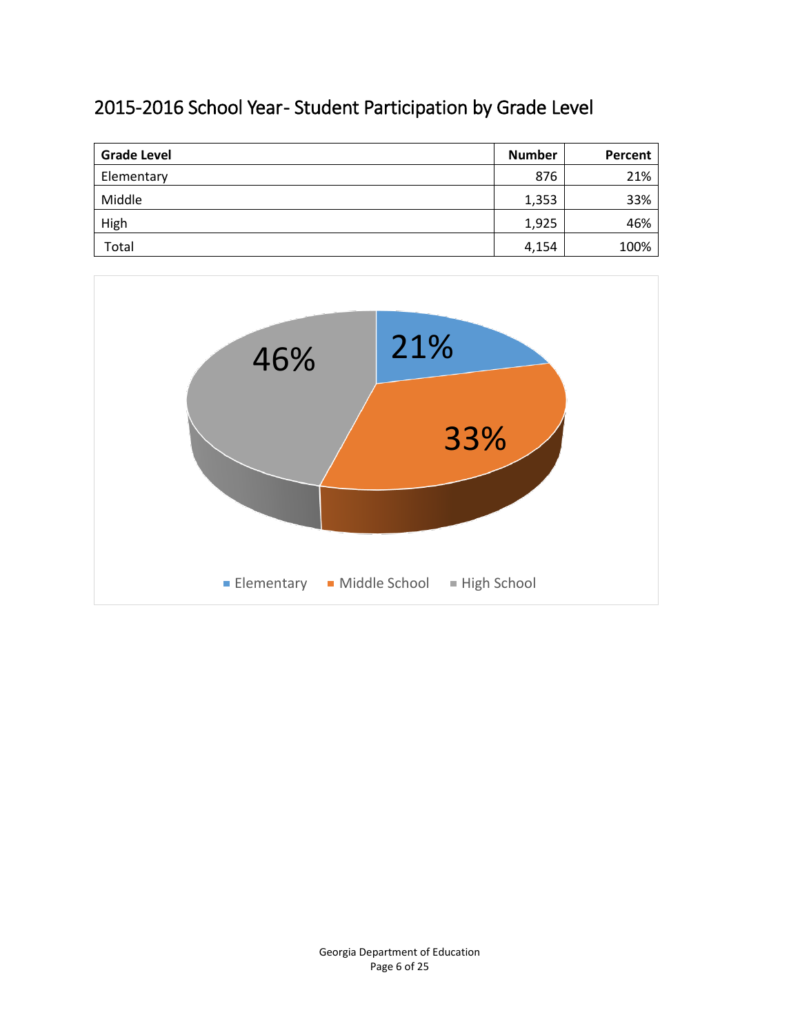## 2015-2016 School Year- Student Participation by Grade Level

| Grade Level | Number | Percent |
| --- | --- | --- |
| Elementary | 876 | 21% |
| Middle | 1,353 | 33% |
| High | 1,925 | 46% |
| Total | 4,154 | 100% |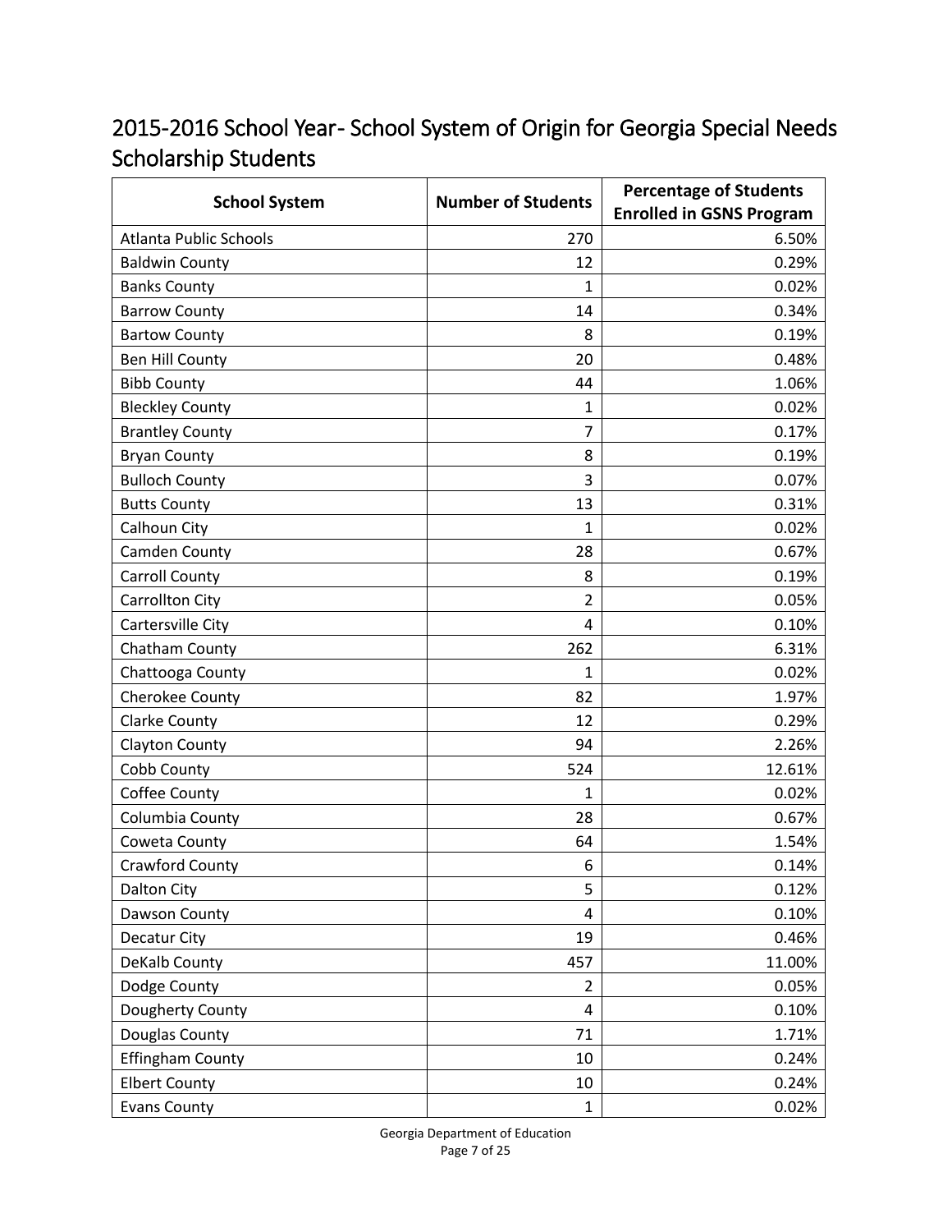## 2015-2016 School Year- School System of Origin for Georgia Special Needs Scholarship Students

| School System | Number of Students | Percentage of Students Enrolled in GSNS Program |
|---|---|---|
| Atlanta Public Schools | 270 | 6.50% |
| Baldwin County | 12 | 0.29% |
| Banks County | 1 | 0.02% |
| Barrow County | 14 | 0.34% |
| Bartow County | 8 | 0.19% |
| Ben Hill County | 20 | 0.48% |
| Bibb County | 44 | 1.06% |
| Bleckley County | 1 | 0.02% |
| Brantley County | 7 | 0.17% |
| Bryan County | 8 | 0.19% |
| Bulloch County | 3 | 0.07% |
| Butts County | 13 | 0.31% |
| Calhoun City | 1 | 0.02% |
| Camden County | 28 | 0.67% |
| Carroll County | 8 | 0.19% |
| Carrollton City | 2 | 0.05% |
| Cartersville City | 4 | 0.10% |
| Chatham County | 262 | 6.31% |
| Chattooga County | 1 | 0.02% |
| Cherokee County | 82 | 1.97% |
| Clarke County | 12 | 0.29% |
| Clayton County | 94 | 2.26% |
| Cobb County | 524 | 12.61% |
| Coffee County | 1 | 0.02% |
| Columbia County | 28 | 0.67% |
| Coweta County | 64 | 1.54% |
| Crawford County | 6 | 0.14% |
| Dalton City | 5 | 0.12% |
| Dawson County | 4 | 0.10% |
| Decatur City | 19 | 0.46% |
| DeKalb County | 457 | 11.00% |
| Dodge County | 2 | 0.05% |
| Dougherty County | 4 | 0.10% |
| Douglas County | 71 | 1.71% |
| Effingham County | 10 | 0.24% |
| Elbert County | 10 | 0.24% |
| Evans County | 1 | 0.02% |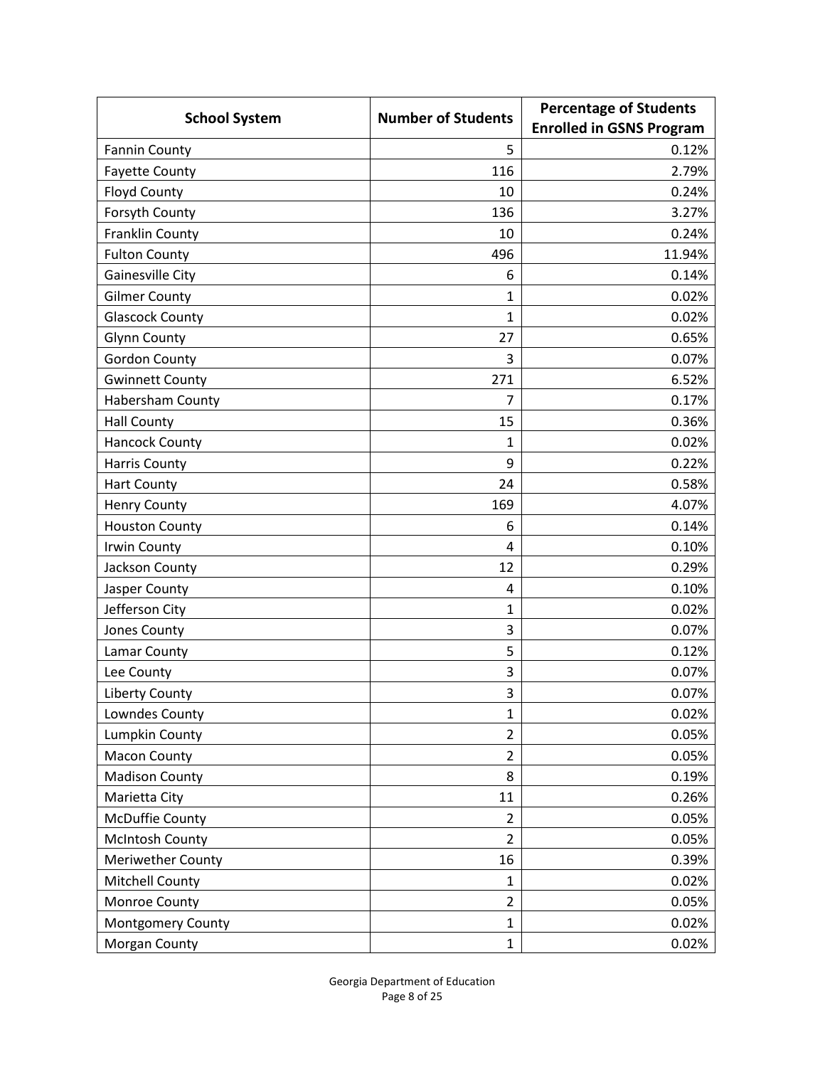| School System | Number of Students | Percentage of Students Enrolled in GSNS Program |
|---|---|---|
| Fannin County | 5 | 0.12% |
| Fayette County | 116 | 2.79% |
| Floyd County | 10 | 0.24% |
| Forsyth County | 136 | 3.27% |
| Franklin County | 10 | 0.24% |
| Fulton County | 496 | 11.94% |
| Gainesville City | 6 | 0.14% |
| Gilmer County | 1 | 0.02% |
| Glascock County | 1 | 0.02% |
| Glynn County | 27 | 0.65% |
| Gordon County | 3 | 0.07% |
| Gwinnett County | 271 | 6.52% |
| Habersham County | 7 | 0.17% |
| Hall County | 15 | 0.36% |
| Hancock County | 1 | 0.02% |
| Harris County | 9 | 0.22% |
| Hart County | 24 | 0.58% |
| Henry County | 169 | 4.07% |
| Houston County | 6 | 0.14% |
| Irwin County | 4 | 0.10% |
| Jackson County | 12 | 0.29% |
| Jasper County | 4 | 0.10% |
| Jefferson City | 1 | 0.02% |
| Jones County | 3 | 0.07% |
| Lamar County | 5 | 0.12% |
| Lee County | 3 | 0.07% |
| Liberty County | 3 | 0.07% |
| Lowndes County | 1 | 0.02% |
| Lumpkin County | 2 | 0.05% |
| Macon County | 2 | 0.05% |
| Madison County | 8 | 0.19% |
| Marietta City | 11 | 0.26% |
| McDuffie County | 2 | 0.05% |
| McIntosh County | 2 | 0.05% |
| Meriwether County | 16 | 0.39% |
| Mitchell County | 1 | 0.02% |
| Monroe County | 2 | 0.05% |
| Montgomery County | 1 | 0.02% |
| Morgan County | 1 | 0.02% |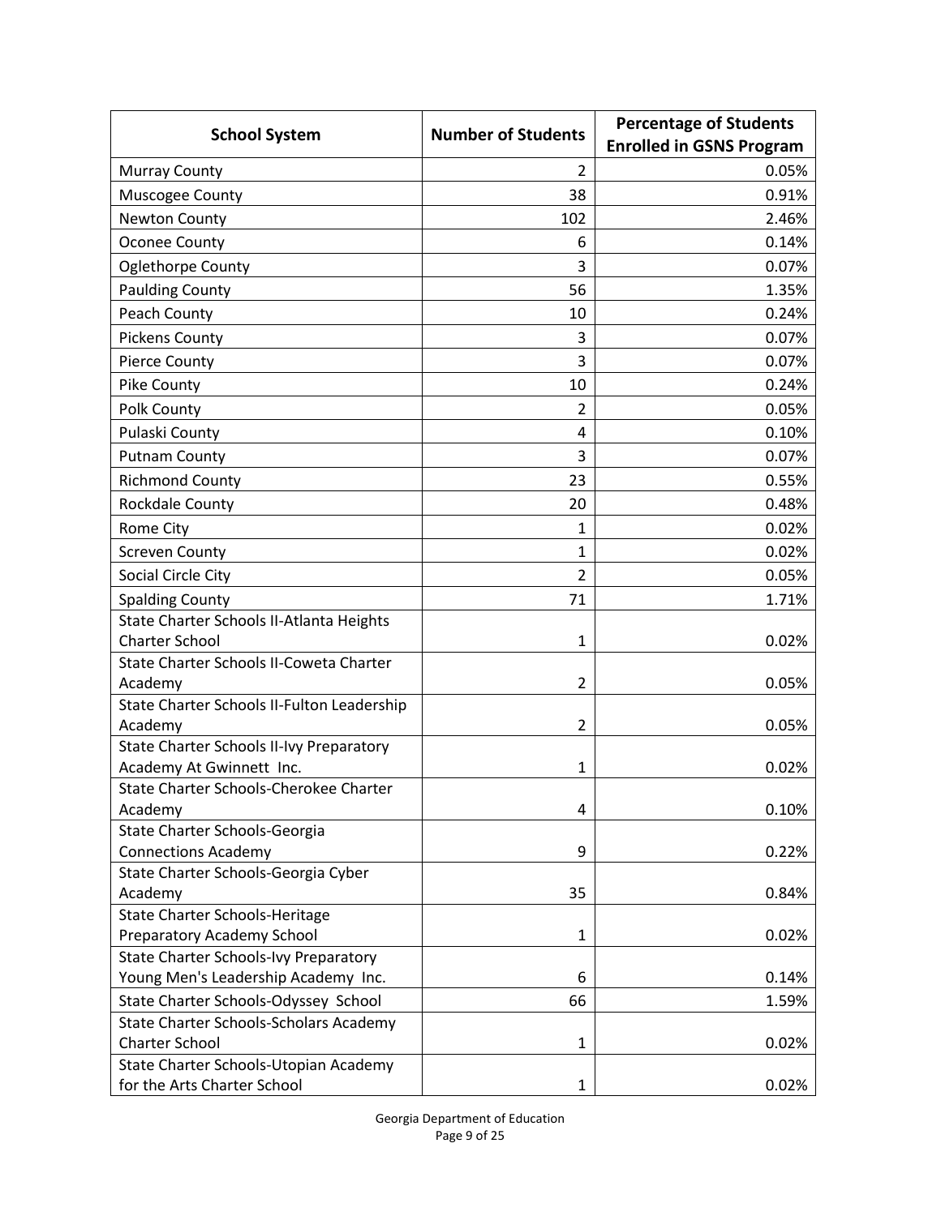| School System | Number of Students | Percentage of Students Enrolled in GSNS Program |
| --- | --- | --- |
| Murray County | 2 | 0.05% |
| Muscogee County | 38 | 0.91% |
| Newton County | 102 | 2.46% |
| Oconee County | 6 | 0.14% |
| Oglethorpe County | 3 | 0.07% |
| Paulding County | 56 | 1.35% |
| Peach County | 10 | 0.24% |
| Pickens County | 3 | 0.07% |
| Pierce County | 3 | 0.07% |
| Pike County | 10 | 0.24% |
| Polk County | 2 | 0.05% |
| Pulaski County | 4 | 0.10% |
| Putnam County | 3 | 0.07% |
| Richmond County | 23 | 0.55% |
| Rockdale County | 20 | 0.48% |
| Rome City | 1 | 0.02% |
| Screven County | 1 | 0.02% |
| Social Circle City | 2 | 0.05% |
| Spalding County | 71 | 1.71% |
| State Charter Schools II-Atlanta Heights Charter School | 1 | 0.02% |
| State Charter Schools II-Coweta Charter Academy | 2 | 0.05% |
| State Charter Schools II-Fulton Leadership Academy | 2 | 0.05% |
| State Charter Schools II-Ivy Preparatory Academy At Gwinnett Inc. | 1 | 0.02% |
| State Charter Schools-Cherokee Charter Academy | 4 | 0.10% |
| State Charter Schools-Georgia Connections Academy | 9 | 0.22% |
| State Charter Schools-Georgia Cyber Academy | 35 | 0.84% |
| State Charter Schools-Heritage Preparatory Academy School | 1 | 0.02% |
| State Charter Schools-Ivy Preparatory Young Men's Leadership Academy Inc. | 6 | 0.14% |
| State Charter Schools-Odyssey School | 66 | 1.59% |
| State Charter Schools-Scholars Academy Charter School | 1 | 0.02% |
| State Charter Schools-Utopian Academy for the Arts Charter School | 1 | 0.02% |

Georgia Department of Education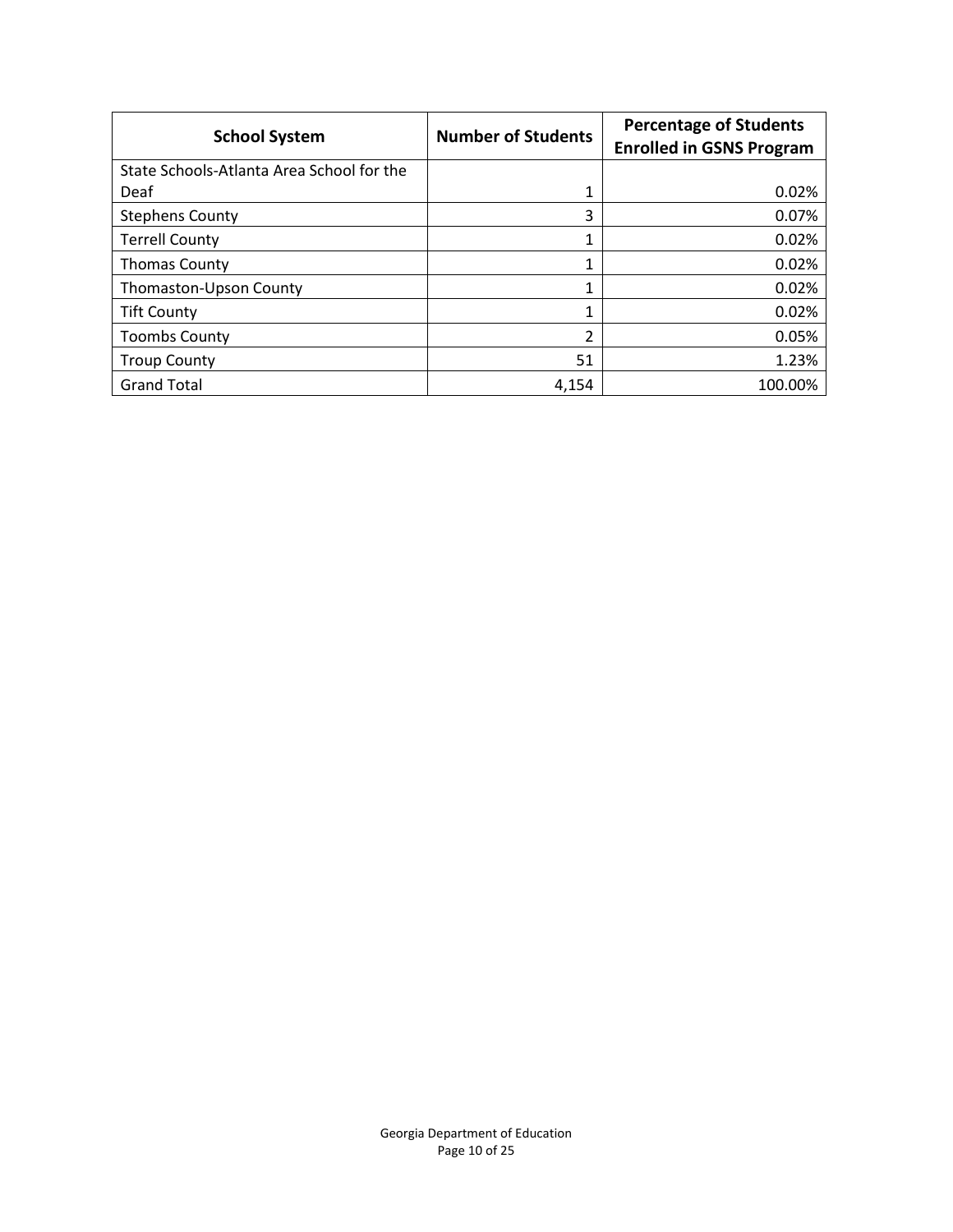| School System | Number of Students | Percentage of Students Enrolled in GSNS Program |
|---|---|---|
| State Schools-Atlanta Area School for the Deaf | 1 | 0.02% |
| Stephens County | 3 | 0.07% |
| Terrell County | 1 | 0.02% |
| Thomas County | 1 | 0.02% |
| Thomaston-Upson County | 1 | 0.02% |
| Tift County | 1 | 0.02% |
| Toombs County | 2 | 0.05% |
| Troup County | 51 | 1.23% |
| Grand Total | 4,154 | 100.00% |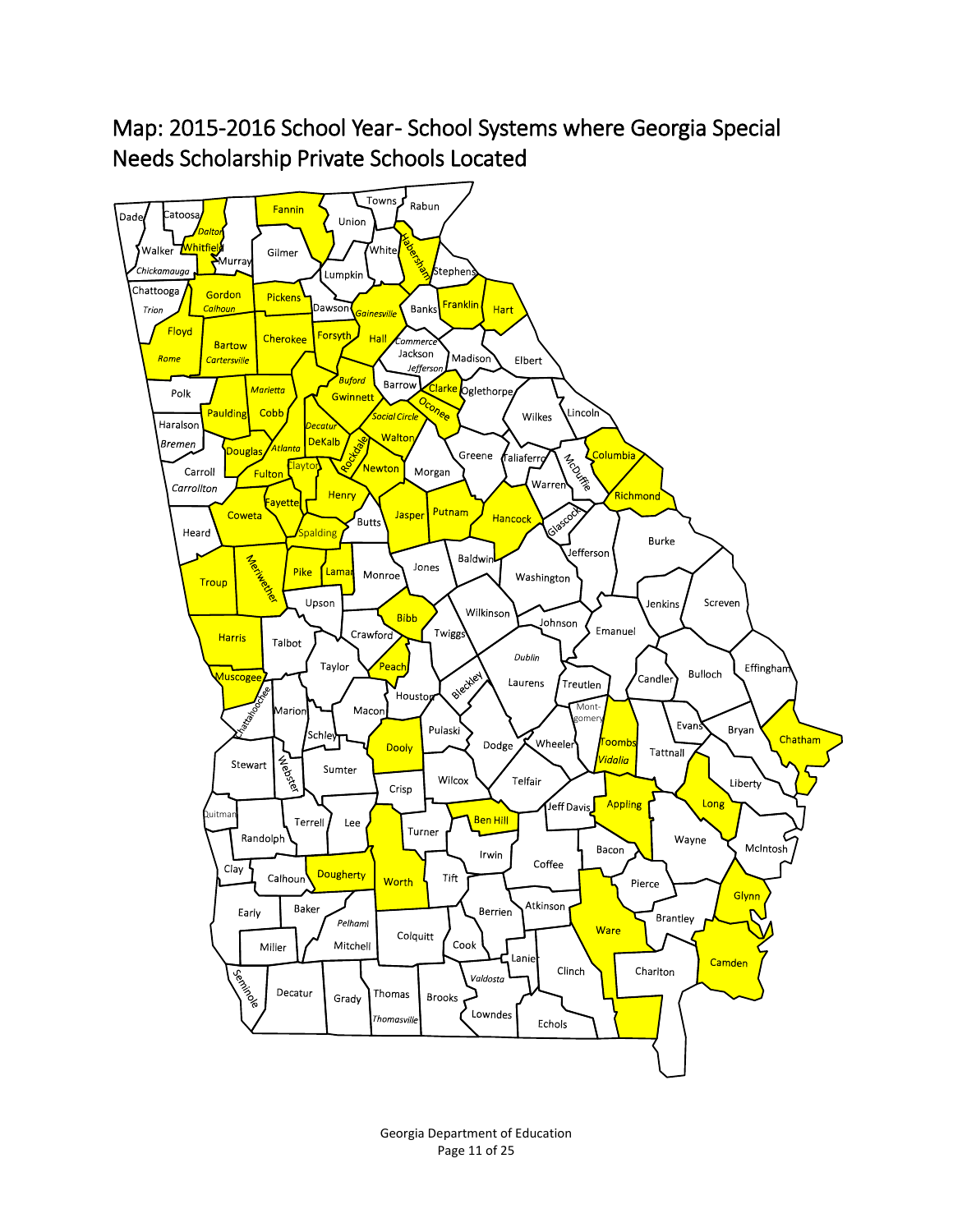Map: 2015-2016 School Year- School Systems where Georgia Special Needs Scholarship Private Schools Located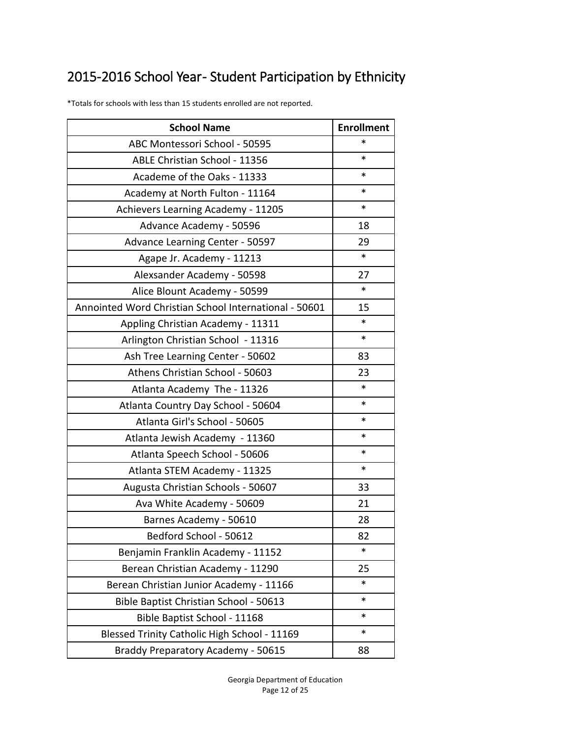# 2015-2016 School Year- Student Participation by Ethnicity

*Totals for schools with less than 15 students enrolled are not reported.

| School Name | Enrollment |
|---|---|
| ABC Montessori School - 50595 | * |
| ABLE Christian School - 11356 | * |
| Academe of the Oaks - 11333 | * |
| Academy at North Fulton - 11164 | * |
| Achievers Learning Academy - 11205 | * |
| Advance Academy - 50596 | 18 |
| Advance Learning Center - 50597 | 29 |
| Agape Jr. Academy - 11213 | * |
| Alexsander Academy - 50598 | 27 |
| Alice Blount Academy - 50599 | * |
| Annointed Word Christian School International - 50601 | 15 |
| Appling Christian Academy - 11311 | * |
| Arlington Christian School - 11316 | * |
| Ash Tree Learning Center - 50602 | 83 |
| Athens Christian School - 50603 | 23 |
| Atlanta Academy The - 11326 | * |
| Atlanta Country Day School - 50604 | * |
| Atlanta Girl's School - 50605 | * |
| Atlanta Jewish Academy - 11360 | * |
| Atlanta Speech School - 50606 | * |
| Atlanta STEM Academy - 11325 | * |
| Augusta Christian Schools - 50607 | 33 |
| Ava White Academy - 50609 | 21 |
| Barnes Academy - 50610 | 28 |
| Bedford School - 50612 | 82 |
| Benjamin Franklin Academy - 11152 | * |
| Berean Christian Academy - 11290 | 25 |
| Berean Christian Junior Academy - 11166 | * |
| Bible Baptist Christian School - 50613 | * |
| Bible Baptist School - 11168 | * |
| Blessed Trinity Catholic High School - 11169 | * |
| Braddy Preparatory Academy - 50615 | 88 |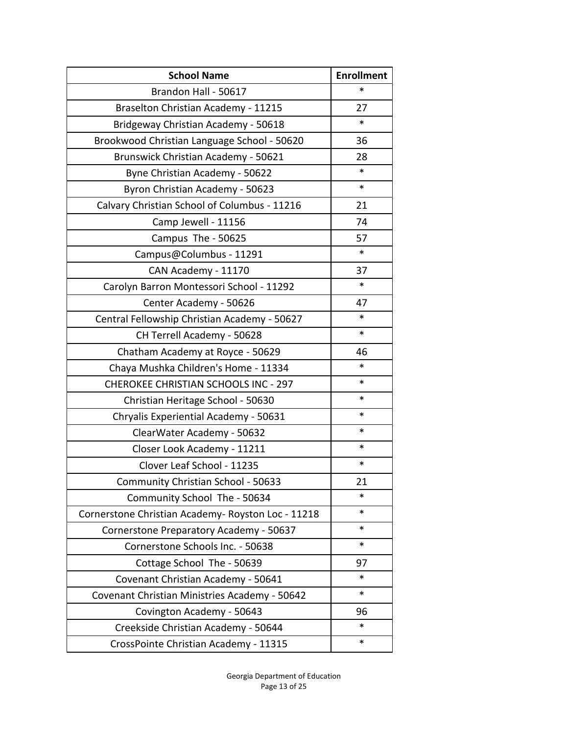| School Name | Enrollment |
|---|---|
| Brandon Hall - 50617 | * |
| Braselton Christian Academy - 11215 | 27 |
| Bridgeway Christian Academy - 50618 | * |
| Brookwood Christian Language School - 50620 | 36 |
| Brunswick Christian Academy - 50621 | 28 |
| Byne Christian Academy - 50622 | * |
| Byron Christian Academy - 50623 | * |
| Calvary Christian School of Columbus - 11216 | 21 |
| Camp Jewell - 11156 | 74 |
| Campus  The - 50625 | 57 |
| Campus@Columbus - 11291 | * |
| CAN Academy - 11170 | 37 |
| Carolyn Barron Montessori School - 11292 | * |
| Center Academy - 50626 | 47 |
| Central Fellowship Christian Academy - 50627 | * |
| CH Terrell Academy - 50628 | * |
| Chatham Academy at Royce - 50629 | 46 |
| Chaya Mushka Children's Home - 11334 | * |
| CHEROKEE CHRISTIAN SCHOOLS INC - 297 | * |
| Christian Heritage School - 50630 | * |
| Chryalis Experiential Academy - 50631 | * |
| ClearWater Academy - 50632 | * |
| Closer Look Academy - 11211 | * |
| Clover Leaf School - 11235 | * |
| Community Christian School - 50633 | 21 |
| Community School  The - 50634 | * |
| Cornerstone Christian Academy- Royston Loc - 11218 | * |
| Cornerstone Preparatory Academy - 50637 | * |
| Cornerstone Schools Inc. - 50638 | * |
| Cottage School  The - 50639 | 97 |
| Covenant Christian Academy - 50641 | * |
| Covenant Christian Ministries Academy - 50642 | * |
| Covington Academy - 50643 | 96 |
| Creekside Christian Academy - 50644 | * |
| CrossPointe Christian Academy - 11315 | * |

Georgia Department of Education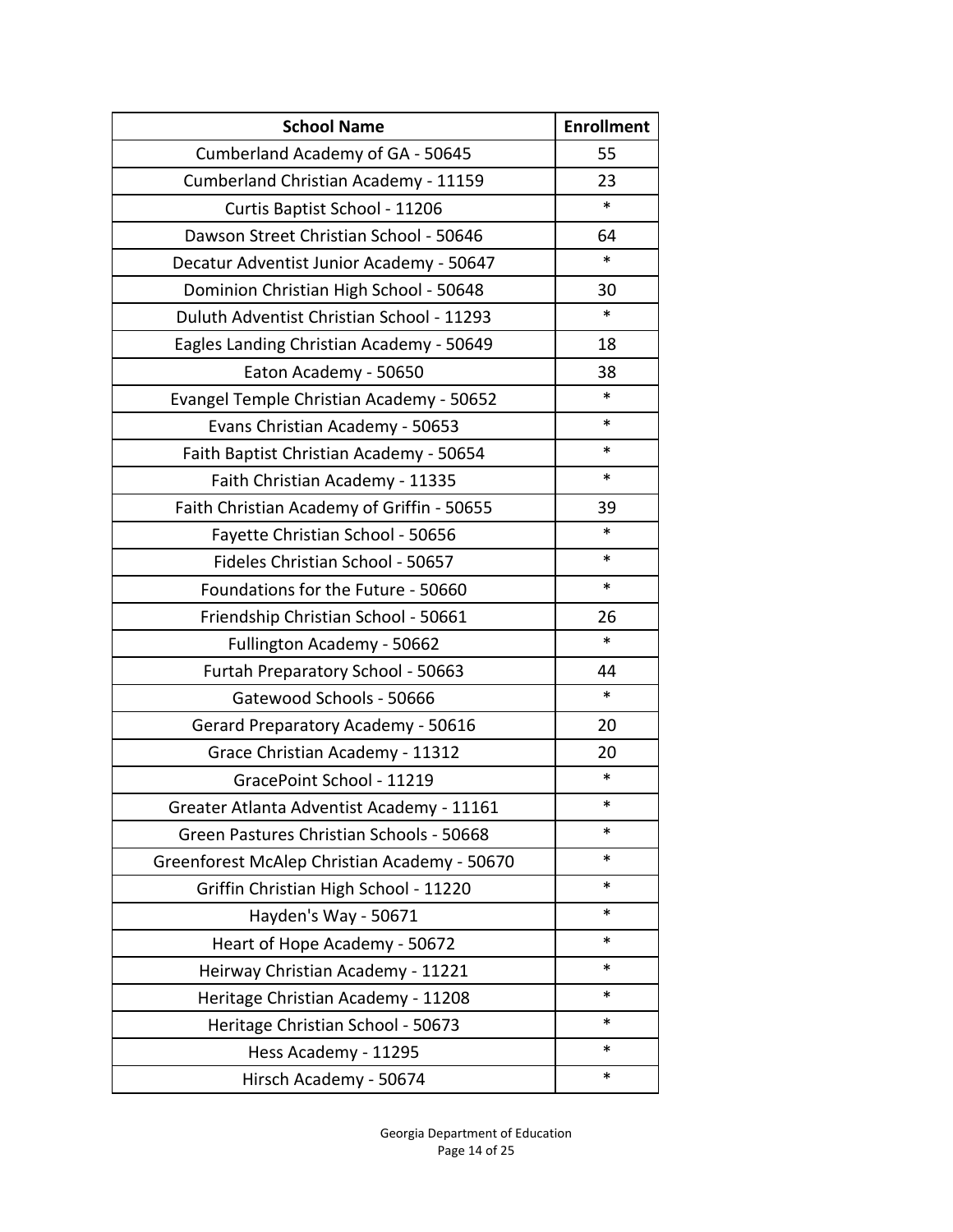| School Name | Enrollment |
| --- | --- |
| Cumberland Academy of GA - 50645 | 55 |
| Cumberland Christian Academy - 11159 | 23 |
| Curtis Baptist School - 11206 | * |
| Dawson Street Christian School - 50646 | 64 |
| Decatur Adventist Junior Academy - 50647 | * |
| Dominion Christian High School - 50648 | 30 |
| Duluth Adventist Christian School - 11293 | * |
| Eagles Landing Christian Academy - 50649 | 18 |
| Eaton Academy - 50650 | 38 |
| Evangel Temple Christian Academy - 50652 | * |
| Evans Christian Academy - 50653 | * |
| Faith Baptist Christian Academy - 50654 | * |
| Faith Christian Academy - 11335 | * |
| Faith Christian Academy of Griffin - 50655 | 39 |
| Fayette Christian School - 50656 | * |
| Fideles Christian School - 50657 | * |
| Foundations for the Future - 50660 | * |
| Friendship Christian School - 50661 | 26 |
| Fullington Academy - 50662 | * |
| Furtah Preparatory School - 50663 | 44 |
| Gatewood Schools - 50666 | * |
| Gerard Preparatory Academy - 50616 | 20 |
| Grace Christian Academy - 11312 | 20 |
| GracePoint School - 11219 | * |
| Greater Atlanta Adventist Academy - 11161 | * |
| Green Pastures Christian Schools - 50668 | * |
| Greenforest McAlep Christian Academy - 50670 | * |
| Griffin Christian High School - 11220 | * |
| Hayden's Way - 50671 | * |
| Heart of Hope Academy - 50672 | * |
| Heirway Christian Academy - 11221 | * |
| Heritage Christian Academy - 11208 | * |
| Heritage Christian School - 50673 | * |
| Hess Academy - 11295 | * |
| Hirsch Academy - 50674 | * |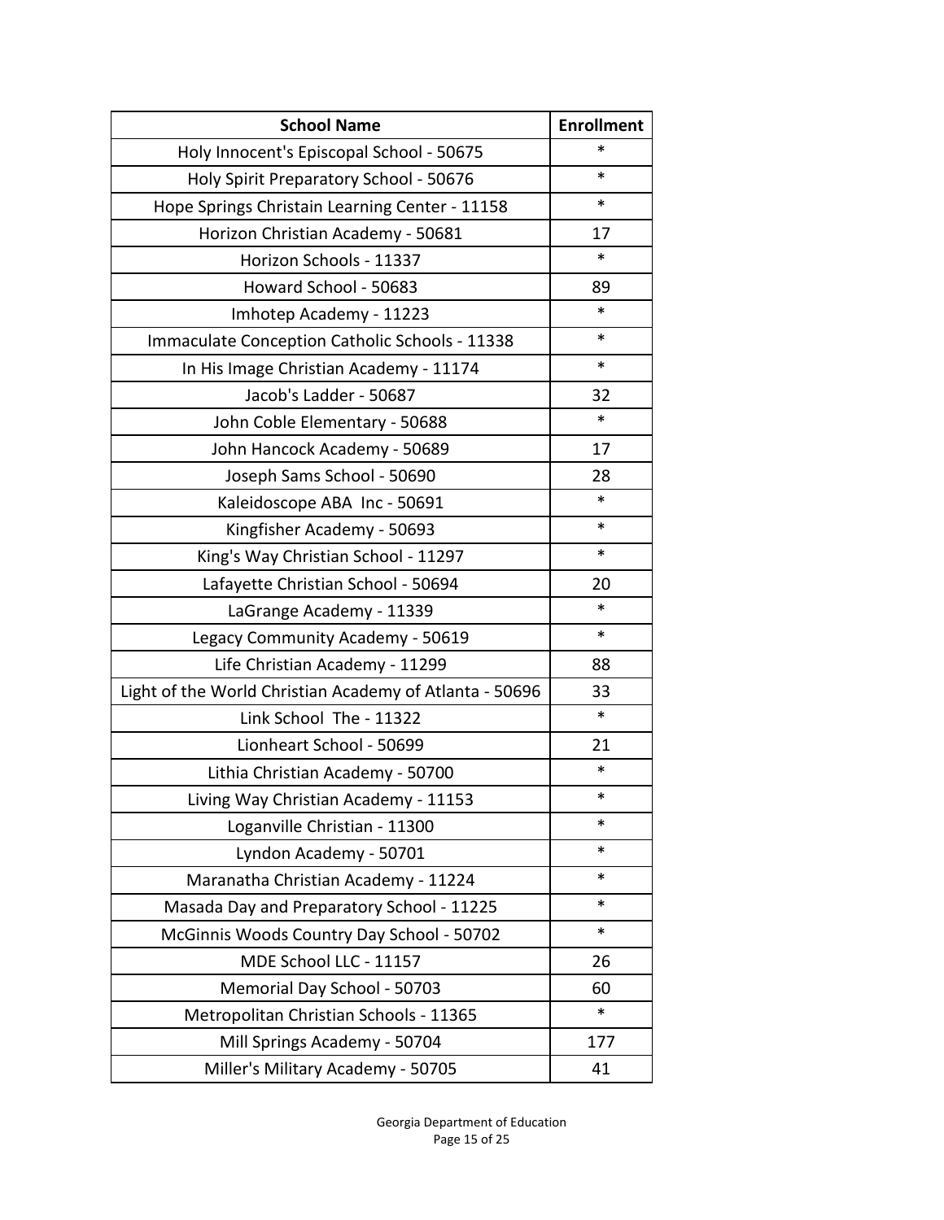| School Name | Enrollment |
| --- | --- |
| Holy Innocent's Episcopal School - 50675 | * |
| Holy Spirit Preparatory School - 50676 | * |
| Hope Springs Christain Learning Center - 11158 | * |
| Horizon Christian Academy - 50681 | 17 |
| Horizon Schools - 11337 | * |
| Howard School - 50683 | 89 |
| Imhotep Academy - 11223 | * |
| Immaculate Conception Catholic Schools - 11338 | * |
| In His Image Christian Academy - 11174 | * |
| Jacob's Ladder - 50687 | 32 |
| John Coble Elementary - 50688 | * |
| John Hancock Academy - 50689 | 17 |
| Joseph Sams School - 50690 | 28 |
| Kaleidoscope ABA Inc - 50691 | * |
| Kingfisher Academy - 50693 | * |
| King's Way Christian School - 11297 | * |
| Lafayette Christian School - 50694 | 20 |
| LaGrange Academy - 11339 | * |
| Legacy Community Academy - 50619 | * |
| Life Christian Academy - 11299 | 88 |
| Light of the World Christian Academy of Atlanta - 50696 | 33 |
| Link School The - 11322 | * |
| Lionheart School - 50699 | 21 |
| Lithia Christian Academy - 50700 | * |
| Living Way Christian Academy - 11153 | * |
| Loganville Christian - 11300 | * |
| Lyndon Academy - 50701 | * |
| Maranatha Christian Academy - 11224 | * |
| Masada Day and Preparatory School - 11225 | * |
| McGinnis Woods Country Day School - 50702 | * |
| MDE School LLC - 11157 | 26 |
| Memorial Day School - 50703 | 60 |
| Metropolitan Christian Schools - 11365 | * |
| Mill Springs Academy - 50704 | 177 |
| Miller's Military Academy - 50705 | 41 |

Georgia Department of Education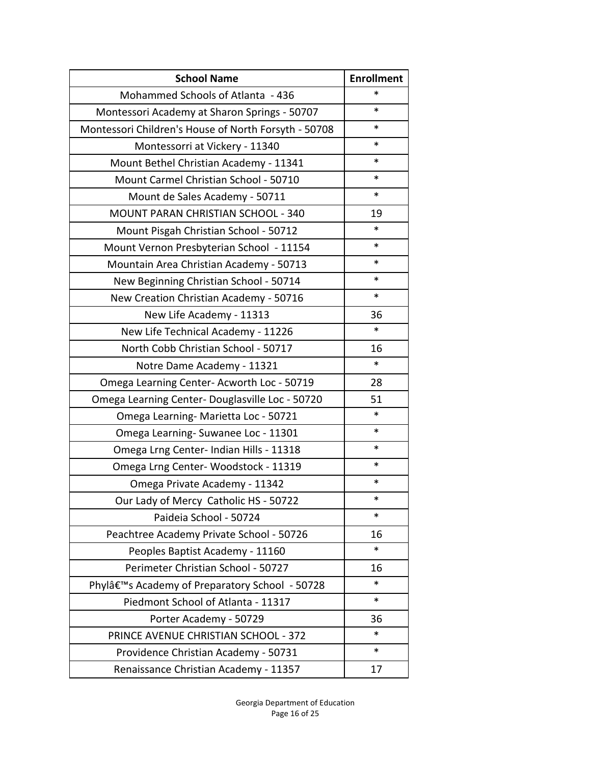| School Name | Enrollment |
| --- | --- |
| Mohammed Schools of Atlanta  - 436 | * |
| Montessori Academy at Sharon Springs - 50707 | * |
| Montessori Children's House of North Forsyth - 50708 | * |
| Montessorri at Vickery - 11340 | * |
| Mount Bethel Christian Academy - 11341 | * |
| Mount Carmel Christian School - 50710 | * |
| Mount de Sales Academy - 50711 | * |
| MOUNT PARAN CHRISTIAN SCHOOL - 340 | 19 |
| Mount Pisgah Christian School - 50712 | * |
| Mount Vernon Presbyterian School  - 11154 | * |
| Mountain Area Christian Academy - 50713 | * |
| New Beginning Christian School - 50714 | * |
| New Creation Christian Academy - 50716 | * |
| New Life Academy - 11313 | 36 |
| New Life Technical Academy - 11226 | * |
| North Cobb Christian School - 50717 | 16 |
| Notre Dame Academy - 11321 | * |
| Omega Learning Center- Acworth Loc - 50719 | 28 |
| Omega Learning Center- Douglasville Loc - 50720 | 51 |
| Omega Learning- Marietta Loc - 50721 | * |
| Omega Learning- Suwanee Loc - 11301 | * |
| Omega Lrng Center- Indian Hills - 11318 | * |
| Omega Lrng Center- Woodstock - 11319 | * |
| Omega Private Academy - 11342 | * |
| Our Lady of Mercy  Catholic HS - 50722 | * |
| Paideia School - 50724 | * |
| Peachtree Academy Private School - 50726 | 16 |
| Peoples Baptist Academy - 11160 | * |
| Perimeter Christian School - 50727 | 16 |
| Phylâ€™s Academy of Preparatory School  - 50728 | * |
| Piedmont School of Atlanta - 11317 | * |
| Porter Academy - 50729 | 36 |
| PRINCE AVENUE CHRISTIAN SCHOOL - 372 | * |
| Providence Christian Academy - 50731 | * |
| Renaissance Christian Academy - 11357 | 17 |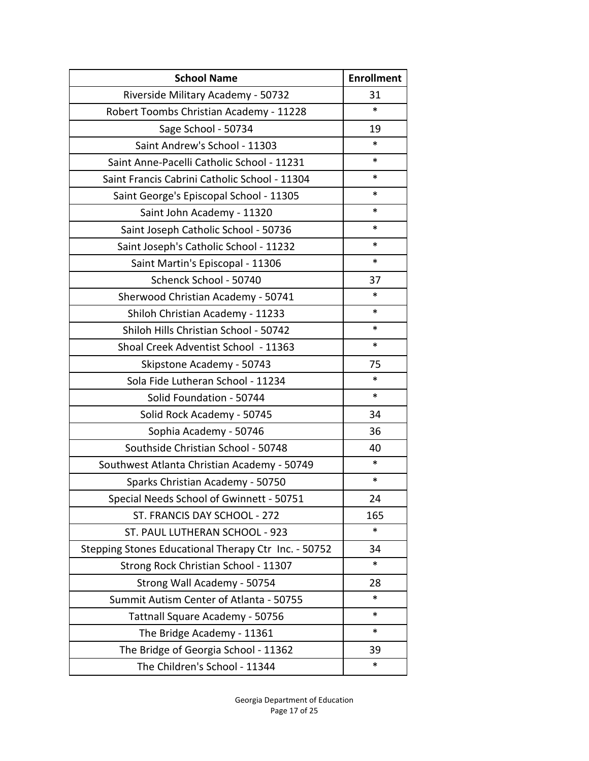| School Name | Enrollment |
| --- | --- |
| Riverside Military Academy - 50732 | 31 |
| Robert Toombs Christian Academy - 11228 | * |
| Sage School - 50734 | 19 |
| Saint Andrew's School - 11303 | * |
| Saint Anne-Pacelli Catholic School - 11231 | * |
| Saint Francis Cabrini Catholic School - 11304 | * |
| Saint George's Episcopal School - 11305 | * |
| Saint John Academy - 11320 | * |
| Saint Joseph Catholic School - 50736 | * |
| Saint Joseph's Catholic School - 11232 | * |
| Saint Martin's Episcopal - 11306 | * |
| Schenck School - 50740 | 37 |
| Sherwood Christian Academy - 50741 | * |
| Shiloh Christian Academy - 11233 | * |
| Shiloh Hills Christian School - 50742 | * |
| Shoal Creek Adventist School - 11363 | * |
| Skipstone Academy - 50743 | 75 |
| Sola Fide Lutheran School - 11234 | * |
| Solid Foundation - 50744 | * |
| Solid Rock Academy - 50745 | 34 |
| Sophia Academy - 50746 | 36 |
| Southside Christian School - 50748 | 40 |
| Southwest Atlanta Christian Academy - 50749 | * |
| Sparks Christian Academy - 50750 | * |
| Special Needs School of Gwinnett - 50751 | 24 |
| ST. FRANCIS DAY SCHOOL - 272 | 165 |
| ST. PAUL LUTHERAN SCHOOL - 923 | * |
| Stepping Stones Educational Therapy Ctr Inc. - 50752 | 34 |
| Strong Rock Christian School - 11307 | * |
| Strong Wall Academy - 50754 | 28 |
| Summit Autism Center of Atlanta - 50755 | * |
| Tattnall Square Academy - 50756 | * |
| The Bridge Academy - 11361 | * |
| The Bridge of Georgia School - 11362 | 39 |
| The Children's School - 11344 | * |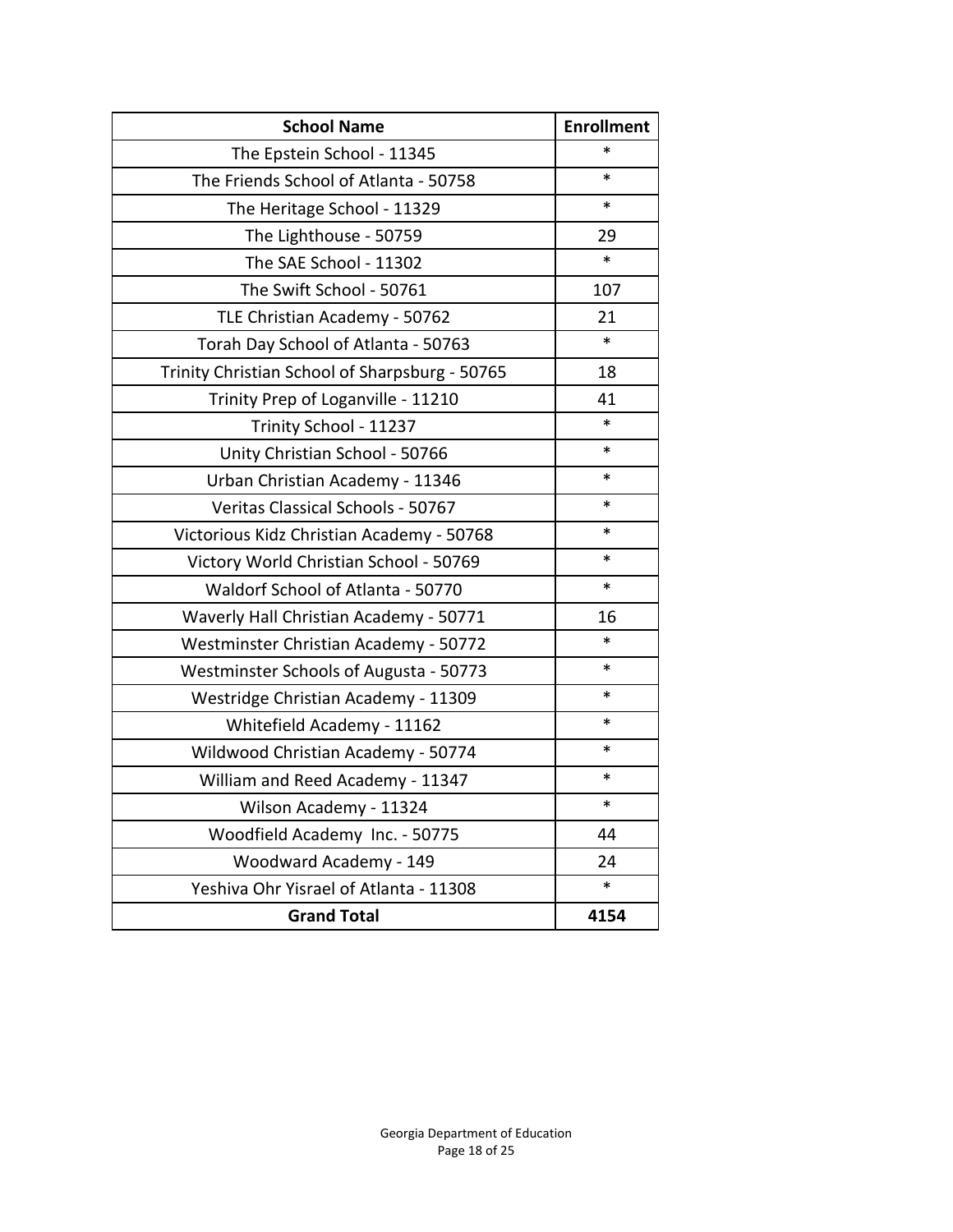| School Name | Enrollment |
| --- | --- |
| The Epstein School - 11345 | * |
| The Friends School of Atlanta - 50758 | * |
| The Heritage School - 11329 | * |
| The Lighthouse - 50759 | 29 |
| The SAE School - 11302 | * |
| The Swift School - 50761 | 107 |
| TLE Christian Academy - 50762 | 21 |
| Torah Day School of Atlanta - 50763 | * |
| Trinity Christian School of Sharpsburg - 50765 | 18 |
| Trinity Prep of Loganville - 11210 | 41 |
| Trinity School - 11237 | * |
| Unity Christian School - 50766 | * |
| Urban Christian Academy - 11346 | * |
| Veritas Classical Schools - 50767 | * |
| Victorious Kidz Christian Academy - 50768 | * |
| Victory World Christian School - 50769 | * |
| Waldorf School of Atlanta - 50770 | * |
| Waverly Hall Christian Academy - 50771 | 16 |
| Westminster Christian Academy - 50772 | * |
| Westminster Schools of Augusta - 50773 | * |
| Westridge Christian Academy - 11309 | * |
| Whitefield Academy - 11162 | * |
| Wildwood Christian Academy - 50774 | * |
| William and Reed Academy - 11347 | * |
| Wilson Academy - 11324 | * |
| Woodfield Academy Inc. - 50775 | 44 |
| Woodward Academy - 149 | 24 |
| Yeshiva Ohr Yisrael of Atlanta - 11308 | * |
| **Grand Total** | **4154** |

Georgia Department of Education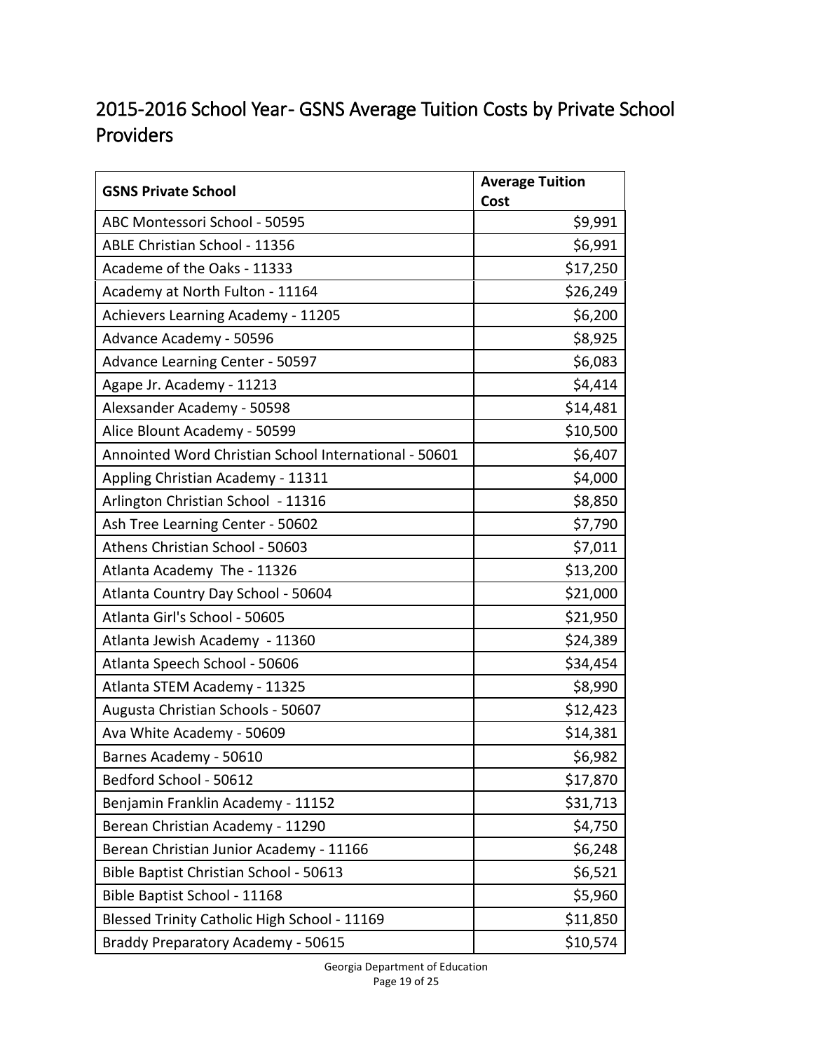## 2015-2016 School Year- GSNS Average Tuition Costs by Private School Providers

| GSNS Private School | Average Tuition Cost |
|---|---|
| ABC Montessori School - 50595 | $9,991 |
| ABLE Christian School - 11356 | $6,991 |
| Academe of the Oaks - 11333 | $17,250 |
| Academy at North Fulton - 11164 | $26,249 |
| Achievers Learning Academy - 11205 | $6,200 |
| Advance Academy - 50596 | $8,925 |
| Advance Learning Center - 50597 | $6,083 |
| Agape Jr. Academy - 11213 | $4,414 |
| Alexsander Academy - 50598 | $14,481 |
| Alice Blount Academy - 50599 | $10,500 |
| Annointed Word Christian School International - 50601 | $6,407 |
| Appling Christian Academy - 11311 | $4,000 |
| Arlington Christian School - 11316 | $8,850 |
| Ash Tree Learning Center - 50602 | $7,790 |
| Athens Christian School - 50603 | $7,011 |
| Atlanta Academy The - 11326 | $13,200 |
| Atlanta Country Day School - 50604 | $21,000 |
| Atlanta Girl's School - 50605 | $21,950 |
| Atlanta Jewish Academy - 11360 | $24,389 |
| Atlanta Speech School - 50606 | $34,454 |
| Atlanta STEM Academy - 11325 | $8,990 |
| Augusta Christian Schools - 50607 | $12,423 |
| Ava White Academy - 50609 | $14,381 |
| Barnes Academy - 50610 | $6,982 |
| Bedford School - 50612 | $17,870 |
| Benjamin Franklin Academy - 11152 | $31,713 |
| Berean Christian Academy - 11290 | $4,750 |
| Berean Christian Junior Academy - 11166 | $6,248 |
| Bible Baptist Christian School - 50613 | $6,521 |
| Bible Baptist School - 11168 | $5,960 |
| Blessed Trinity Catholic High School - 11169 | $11,850 |
| Braddy Preparatory Academy - 50615 | $10,574 |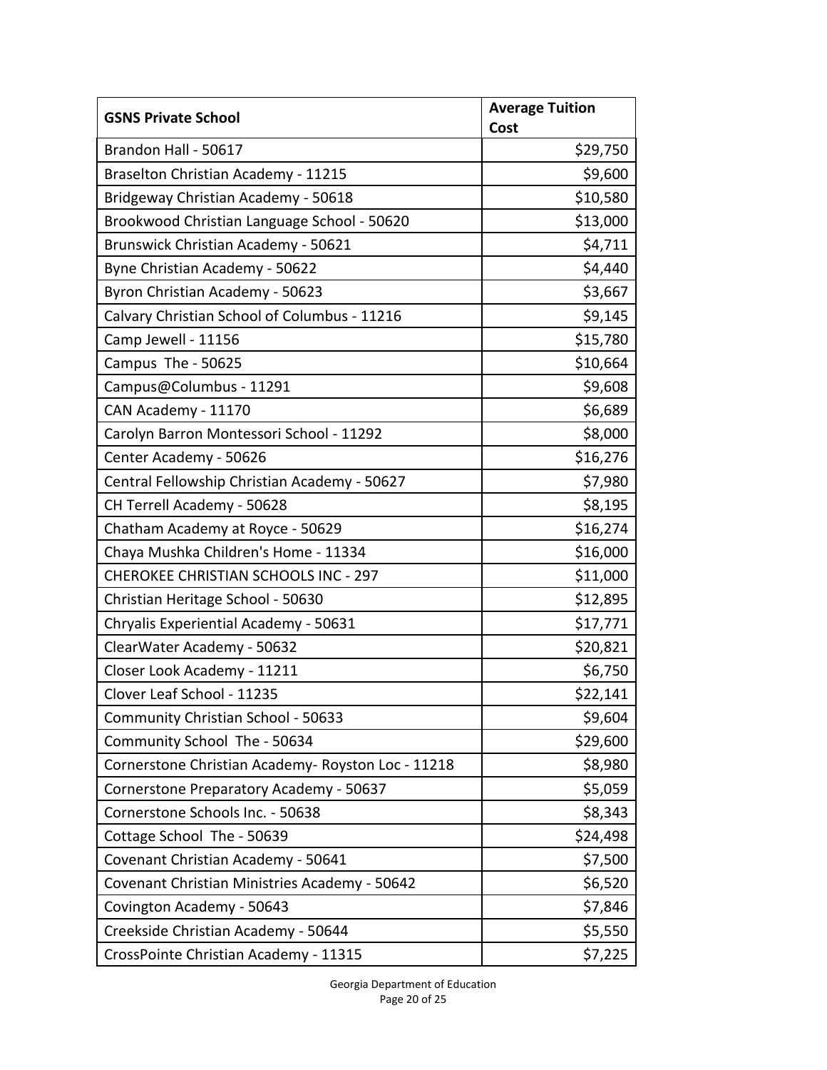| GSNS Private School | Average Tuition Cost |
|---|---|
| Brandon Hall - 50617 | $29,750 |
| Braselton Christian Academy - 11215 | $9,600 |
| Bridgeway Christian Academy - 50618 | $10,580 |
| Brookwood Christian Language School - 50620 | $13,000 |
| Brunswick Christian Academy - 50621 | $4,711 |
| Byne Christian Academy - 50622 | $4,440 |
| Byron Christian Academy - 50623 | $3,667 |
| Calvary Christian School of Columbus - 11216 | $9,145 |
| Camp Jewell - 11156 | $15,780 |
| Campus The - 50625 | $10,664 |
| Campus@Columbus - 11291 | $9,608 |
| CAN Academy - 11170 | $6,689 |
| Carolyn Barron Montessori School - 11292 | $8,000 |
| Center Academy - 50626 | $16,276 |
| Central Fellowship Christian Academy - 50627 | $7,980 |
| CH Terrell Academy - 50628 | $8,195 |
| Chatham Academy at Royce - 50629 | $16,274 |
| Chaya Mushka Children's Home - 11334 | $16,000 |
| CHEROKEE CHRISTIAN SCHOOLS INC - 297 | $11,000 |
| Christian Heritage School - 50630 | $12,895 |
| Chryalis Experiential Academy - 50631 | $17,771 |
| ClearWater Academy - 50632 | $20,821 |
| Closer Look Academy - 11211 | $6,750 |
| Clover Leaf School - 11235 | $22,141 |
| Community Christian School - 50633 | $9,604 |
| Community School The - 50634 | $29,600 |
| Cornerstone Christian Academy- Royston Loc - 11218 | $8,980 |
| Cornerstone Preparatory Academy - 50637 | $5,059 |
| Cornerstone Schools Inc. - 50638 | $8,343 |
| Cottage School The - 50639 | $24,498 |
| Covenant Christian Academy - 50641 | $7,500 |
| Covenant Christian Ministries Academy - 50642 | $6,520 |
| Covington Academy - 50643 | $7,846 |
| Creekside Christian Academy - 50644 | $5,550 |
| CrossPointe Christian Academy - 11315 | $7,225 |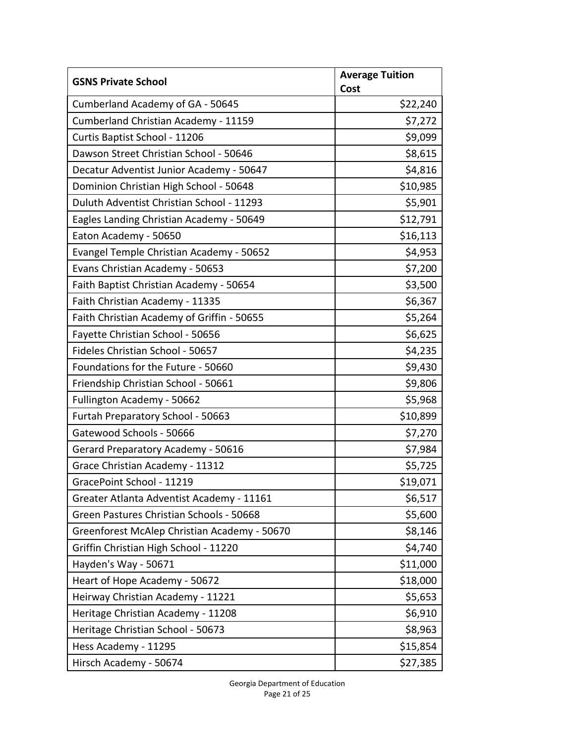| GSNS Private School | Average Tuition Cost |
|---|---|
| Cumberland Academy of GA - 50645 | $22,240 |
| Cumberland Christian Academy - 11159 | $7,272 |
| Curtis Baptist School - 11206 | $9,099 |
| Dawson Street Christian School - 50646 | $8,615 |
| Decatur Adventist Junior Academy - 50647 | $4,816 |
| Dominion Christian High School - 50648 | $10,985 |
| Duluth Adventist Christian School - 11293 | $5,901 |
| Eagles Landing Christian Academy - 50649 | $12,791 |
| Eaton Academy - 50650 | $16,113 |
| Evangel Temple Christian Academy - 50652 | $4,953 |
| Evans Christian Academy - 50653 | $7,200 |
| Faith Baptist Christian Academy - 50654 | $3,500 |
| Faith Christian Academy - 11335 | $6,367 |
| Faith Christian Academy of Griffin - 50655 | $5,264 |
| Fayette Christian School - 50656 | $6,625 |
| Fideles Christian School - 50657 | $4,235 |
| Foundations for the Future - 50660 | $9,430 |
| Friendship Christian School - 50661 | $9,806 |
| Fullington Academy - 50662 | $5,968 |
| Furtah Preparatory School - 50663 | $10,899 |
| Gatewood Schools - 50666 | $7,270 |
| Gerard Preparatory Academy - 50616 | $7,984 |
| Grace Christian Academy - 11312 | $5,725 |
| GracePoint School - 11219 | $19,071 |
| Greater Atlanta Adventist Academy - 11161 | $6,517 |
| Green Pastures Christian Schools - 50668 | $5,600 |
| Greenforest McAlep Christian Academy - 50670 | $8,146 |
| Griffin Christian High School - 11220 | $4,740 |
| Hayden's Way - 50671 | $11,000 |
| Heart of Hope Academy - 50672 | $18,000 |
| Heirway Christian Academy - 11221 | $5,653 |
| Heritage Christian Academy - 11208 | $6,910 |
| Heritage Christian School - 50673 | $8,963 |
| Hess Academy - 11295 | $15,854 |
| Hirsch Academy - 50674 | $27,385 |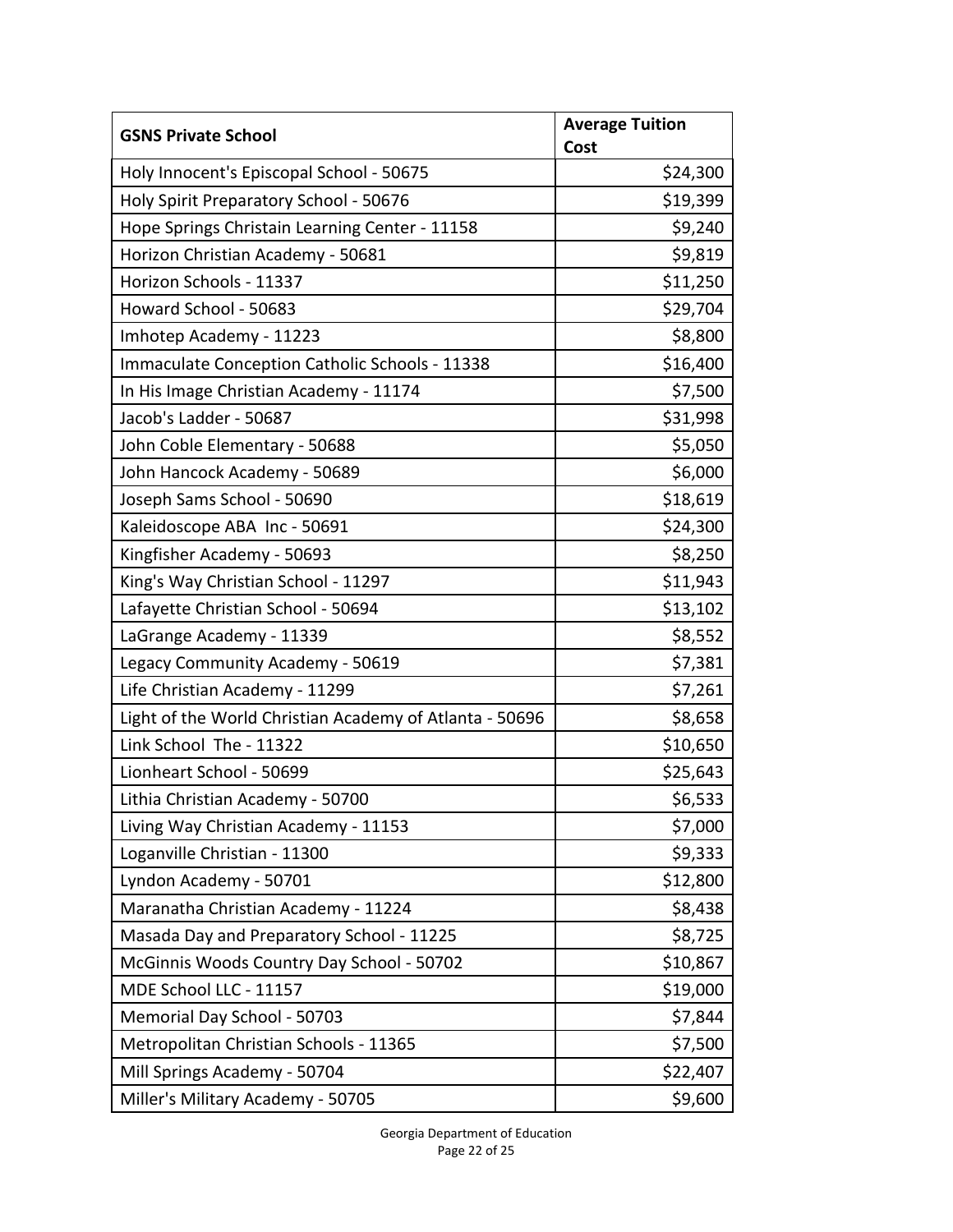| GSNS Private School | Average Tuition Cost |
| --- | --- |
| Holy Innocent's Episcopal School - 50675 | $24,300 |
| Holy Spirit Preparatory School - 50676 | $19,399 |
| Hope Springs Christain Learning Center - 11158 | $9,240 |
| Horizon Christian Academy - 50681 | $9,819 |
| Horizon Schools - 11337 | $11,250 |
| Howard School - 50683 | $29,704 |
| Imhotep Academy - 11223 | $8,800 |
| Immaculate Conception Catholic Schools - 11338 | $16,400 |
| In His Image Christian Academy - 11174 | $7,500 |
| Jacob's Ladder - 50687 | $31,998 |
| John Coble Elementary - 50688 | $5,050 |
| John Hancock Academy - 50689 | $6,000 |
| Joseph Sams School - 50690 | $18,619 |
| Kaleidoscope ABA Inc - 50691 | $24,300 |
| Kingfisher Academy - 50693 | $8,250 |
| King's Way Christian School - 11297 | $11,943 |
| Lafayette Christian School - 50694 | $13,102 |
| LaGrange Academy - 11339 | $8,552 |
| Legacy Community Academy - 50619 | $7,381 |
| Life Christian Academy - 11299 | $7,261 |
| Light of the World Christian Academy of Atlanta - 50696 | $8,658 |
| Link School The - 11322 | $10,650 |
| Lionheart School - 50699 | $25,643 |
| Lithia Christian Academy - 50700 | $6,533 |
| Living Way Christian Academy - 11153 | $7,000 |
| Loganville Christian - 11300 | $9,333 |
| Lyndon Academy - 50701 | $12,800 |
| Maranatha Christian Academy - 11224 | $8,438 |
| Masada Day and Preparatory School - 11225 | $8,725 |
| McGinnis Woods Country Day School - 50702 | $10,867 |
| MDE School LLC - 11157 | $19,000 |
| Memorial Day School - 50703 | $7,844 |
| Metropolitan Christian Schools - 11365 | $7,500 |
| Mill Springs Academy - 50704 | $22,407 |
| Miller's Military Academy - 50705 | $9,600 |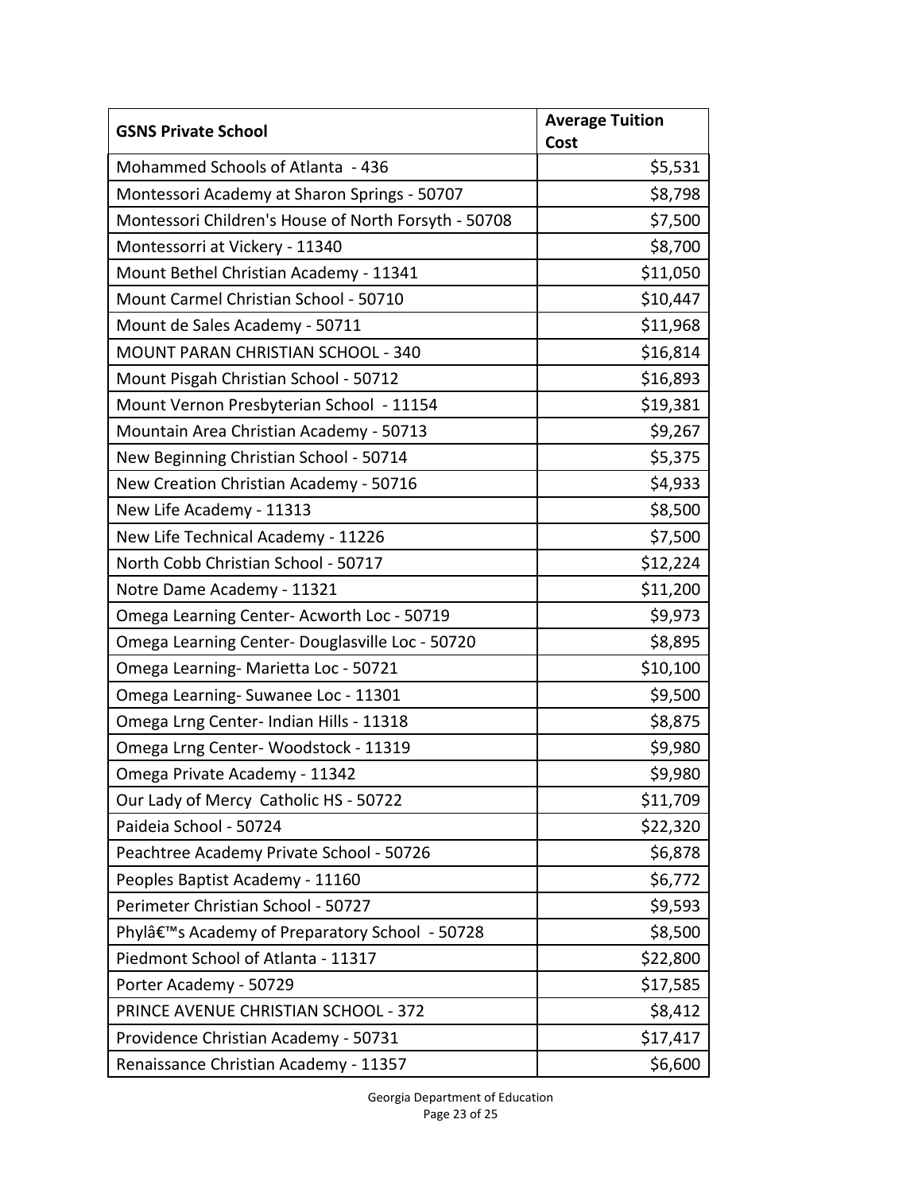| GSNS Private School | Average Tuition Cost |
|---|---:|
| Mohammed Schools of Atlanta - 436 | $5,531 |
| Montessori Academy at Sharon Springs - 50707 | $8,798 |
| Montessori Children's House of North Forsyth - 50708 | $7,500 |
| Montessorri at Vickery - 11340 | $8,700 |
| Mount Bethel Christian Academy - 11341 | $11,050 |
| Mount Carmel Christian School - 50710 | $10,447 |
| Mount de Sales Academy - 50711 | $11,968 |
| MOUNT PARAN CHRISTIAN SCHOOL - 340 | $16,814 |
| Mount Pisgah Christian School - 50712 | $16,893 |
| Mount Vernon Presbyterian School - 11154 | $19,381 |
| Mountain Area Christian Academy - 50713 | $9,267 |
| New Beginning Christian School - 50714 | $5,375 |
| New Creation Christian Academy - 50716 | $4,933 |
| New Life Academy - 11313 | $8,500 |
| New Life Technical Academy - 11226 | $7,500 |
| North Cobb Christian School - 50717 | $12,224 |
| Notre Dame Academy - 11321 | $11,200 |
| Omega Learning Center- Acworth Loc - 50719 | $9,973 |
| Omega Learning Center- Douglasville Loc - 50720 | $8,895 |
| Omega Learning- Marietta Loc - 50721 | $10,100 |
| Omega Learning- Suwanee Loc - 11301 | $9,500 |
| Omega Lrng Center- Indian Hills - 11318 | $8,875 |
| Omega Lrng Center- Woodstock - 11319 | $9,980 |
| Omega Private Academy - 11342 | $9,980 |
| Our Lady of Mercy Catholic HS - 50722 | $11,709 |
| Paideia School - 50724 | $22,320 |
| Peachtree Academy Private School - 50726 | $6,878 |
| Peoples Baptist Academy - 11160 | $6,772 |
| Perimeter Christian School - 50727 | $9,593 |
| Phylâ€™s Academy of Preparatory School - 50728 | $8,500 |
| Piedmont School of Atlanta - 11317 | $22,800 |
| Porter Academy - 50729 | $17,585 |
| PRINCE AVENUE CHRISTIAN SCHOOL - 372 | $8,412 |
| Providence Christian Academy - 50731 | $17,417 |
| Renaissance Christian Academy - 11357 | $6,600 |

Georgia Department of Education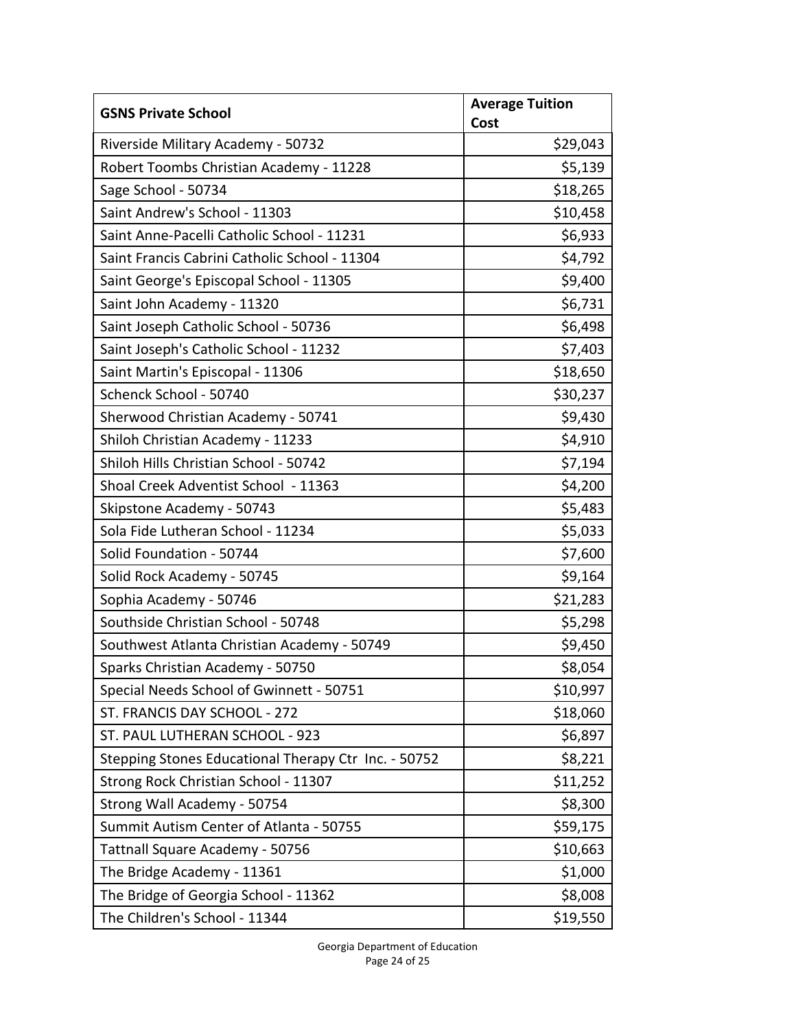| GSNS Private School | Average Tuition Cost |
|---|---|
| Riverside Military Academy - 50732 | $29,043 |
| Robert Toombs Christian Academy - 11228 | $5,139 |
| Sage School - 50734 | $18,265 |
| Saint Andrew's School - 11303 | $10,458 |
| Saint Anne-Pacelli Catholic School - 11231 | $6,933 |
| Saint Francis Cabrini Catholic School - 11304 | $4,792 |
| Saint George's Episcopal School - 11305 | $9,400 |
| Saint John Academy - 11320 | $6,731 |
| Saint Joseph Catholic School - 50736 | $6,498 |
| Saint Joseph's Catholic School - 11232 | $7,403 |
| Saint Martin's Episcopal - 11306 | $18,650 |
| Schenck School - 50740 | $30,237 |
| Sherwood Christian Academy - 50741 | $9,430 |
| Shiloh Christian Academy - 11233 | $4,910 |
| Shiloh Hills Christian School - 50742 | $7,194 |
| Shoal Creek Adventist School - 11363 | $4,200 |
| Skipstone Academy - 50743 | $5,483 |
| Sola Fide Lutheran School - 11234 | $5,033 |
| Solid Foundation - 50744 | $7,600 |
| Solid Rock Academy - 50745 | $9,164 |
| Sophia Academy - 50746 | $21,283 |
| Southside Christian School - 50748 | $5,298 |
| Southwest Atlanta Christian Academy - 50749 | $9,450 |
| Sparks Christian Academy - 50750 | $8,054 |
| Special Needs School of Gwinnett - 50751 | $10,997 |
| ST. FRANCIS DAY SCHOOL - 272 | $18,060 |
| ST. PAUL LUTHERAN SCHOOL - 923 | $6,897 |
| Stepping Stones Educational Therapy Ctr Inc. - 50752 | $8,221 |
| Strong Rock Christian School - 11307 | $11,252 |
| Strong Wall Academy - 50754 | $8,300 |
| Summit Autism Center of Atlanta - 50755 | $59,175 |
| Tattnall Square Academy - 50756 | $10,663 |
| The Bridge Academy - 11361 | $1,000 |
| The Bridge of Georgia School - 11362 | $8,008 |
| The Children's School - 11344 | $19,550 |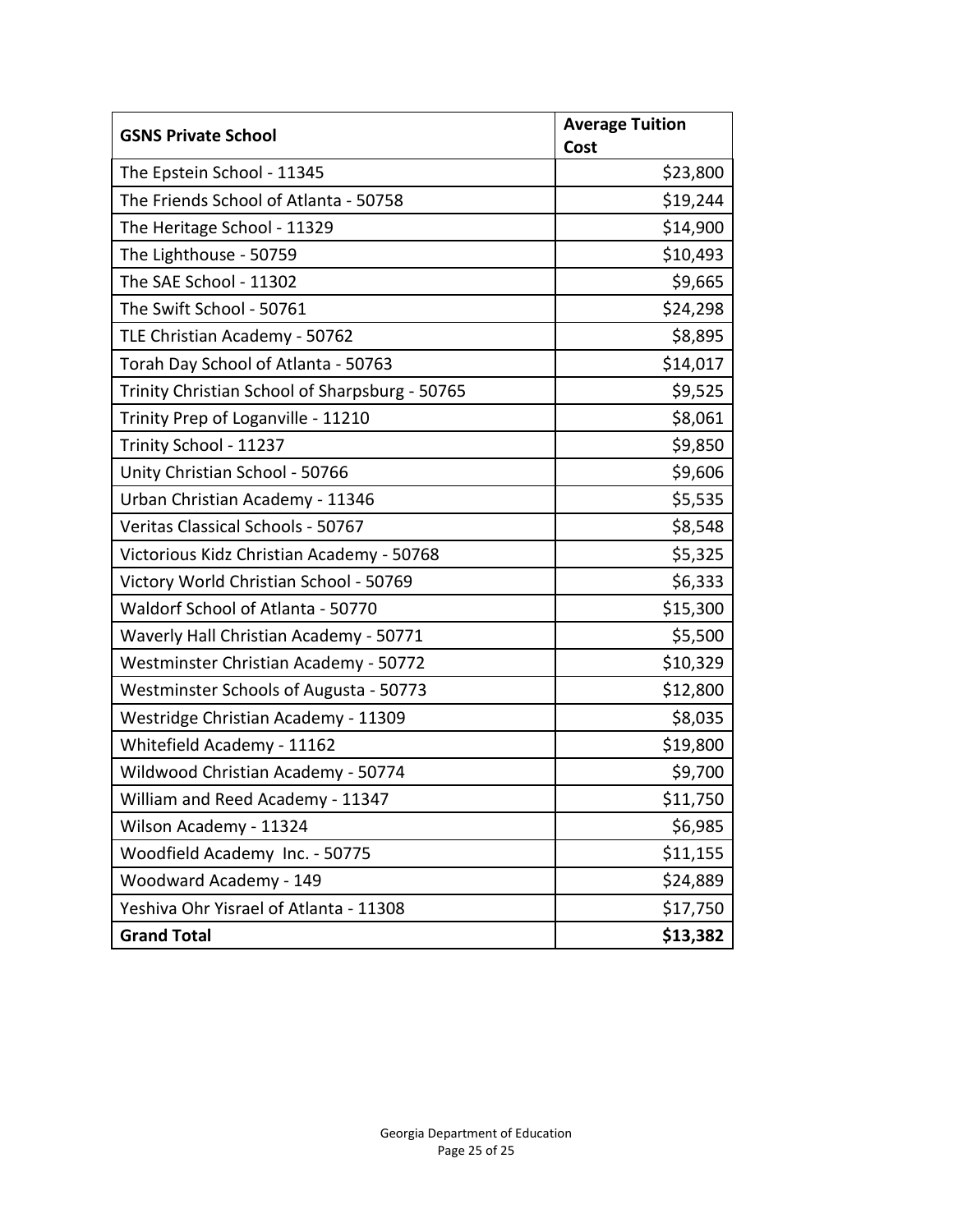| **GSNS Private School** | **Average Tuition Cost** |
| --- | --- |
| The Epstein School - 11345 | $23,800 |
| The Friends School of Atlanta - 50758 | $19,244 |
| The Heritage School - 11329 | $14,900 |
| The Lighthouse - 50759 | $10,493 |
| The SAE School - 11302 | $9,665 |
| The Swift School - 50761 | $24,298 |
| TLE Christian Academy - 50762 | $8,895 |
| Torah Day School of Atlanta - 50763 | $14,017 |
| Trinity Christian School of Sharpsburg - 50765 | $9,525 |
| Trinity Prep of Loganville - 11210 | $8,061 |
| Trinity School - 11237 | $9,850 |
| Unity Christian School - 50766 | $9,606 |
| Urban Christian Academy - 11346 | $5,535 |
| Veritas Classical Schools - 50767 | $8,548 |
| Victorious Kidz Christian Academy - 50768 | $5,325 |
| Victory World Christian School - 50769 | $6,333 |
| Waldorf School of Atlanta - 50770 | $15,300 |
| Waverly Hall Christian Academy - 50771 | $5,500 |
| Westminster Christian Academy - 50772 | $10,329 |
| Westminster Schools of Augusta - 50773 | $12,800 |
| Westridge Christian Academy - 11309 | $8,035 |
| Whitefield Academy - 11162 | $19,800 |
| Wildwood Christian Academy - 50774 | $9,700 |
| William and Reed Academy - 11347 | $11,750 |
| Wilson Academy - 11324 | $6,985 |
| Woodfield Academy Inc. - 50775 | $11,155 |
| Woodward Academy - 149 | $24,889 |
| Yeshiva Ohr Yisrael of Atlanta - 11308 | $17,750 |
| **Grand Total** | **$13,382** |